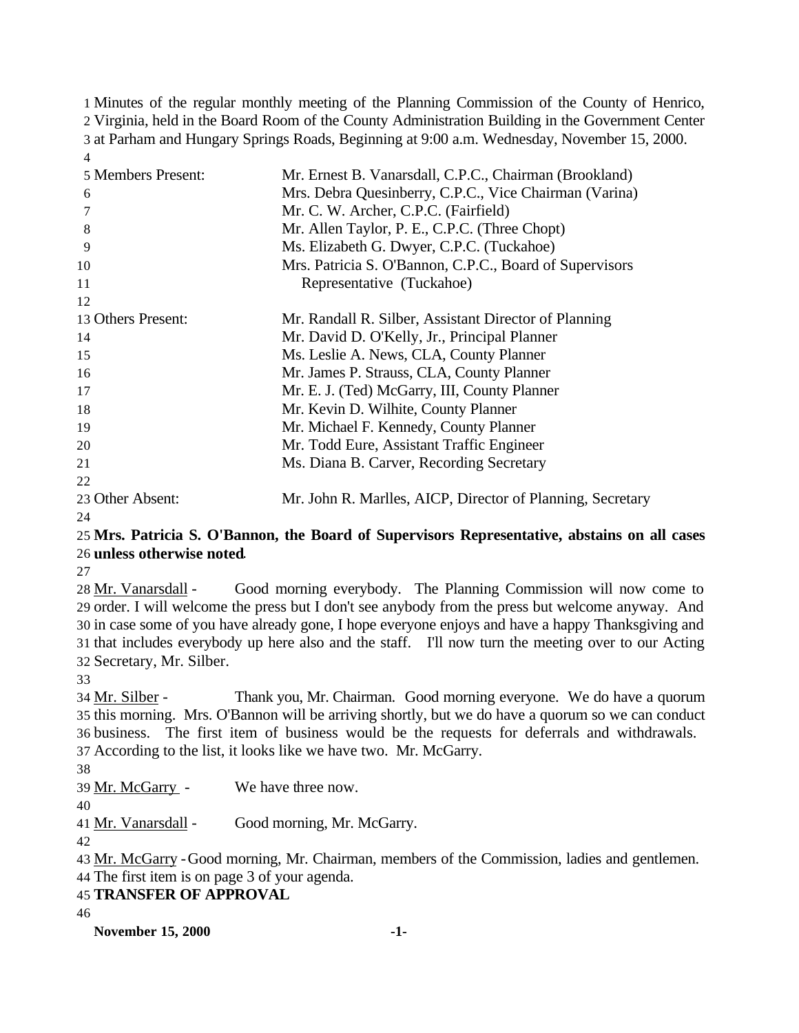Minutes of the regular monthly meeting of the Planning Commission of the County of Henrico, Virginia, held in the Board Room of the County Administration Building in the Government Center at Parham and Hungary Springs Roads, Beginning at 9:00 a.m. Wednesday, November 15, 2000.

| | |
|---|---|
| Members Present: | Mr. Ernest B. Vanarsdall, C.P.C., Chairman (Brookland) |
| | Mrs. Debra Quesinberry, C.P.C., Vice Chairman (Varina) |
| | Mr. C. W. Archer, C.P.C. (Fairfield) |
| | Mr. Allen Taylor, P. E., C.P.C. (Three Chopt) |
| | Ms. Elizabeth G. Dwyer, C.P.C. (Tuckahoe) |
| | Mrs. Patricia S. O'Bannon, C.P.C., Board of Supervisors Representative (Tuckahoe) |
| Others Present: | Mr. Randall R. Silber, Assistant Director of Planning |
| | Mr. David D. O'Kelly, Jr., Principal Planner |
| | Ms. Leslie A. News, CLA, County Planner |
| | Mr. James P. Strauss, CLA, County Planner |
| | Mr. E. J. (Ted) McGarry, III, County Planner |
| | Mr. Kevin D. Wilhite, County Planner |
| | Mr. Michael F. Kennedy, County Planner |
| | Mr. Todd Eure, Assistant Traffic Engineer |
| | Ms. Diana B. Carver, Recording Secretary |
| Other Absent: | Mr. John R. Marlles, AICP, Director of Planning, Secretary |

**Mrs. Patricia S. O'Bannon, the Board of Supervisors Representative, abstains on all cases unless otherwise noted.**

Mr. Vanarsdall - Good morning everybody. The Planning Commission will now come to order. I will welcome the press but I don't see anybody from the press but welcome anyway. And in case some of you have already gone, I hope everyone enjoys and have a happy Thanksgiving and that includes everybody up here also and the staff. I'll now turn the meeting over to our Acting Secretary, Mr. Silber.

Mr. Silber - Thank you, Mr. Chairman. Good morning everyone. We do have a quorum this morning. Mrs. O'Bannon will be arriving shortly, but we do have a quorum so we can conduct business. The first item of business would be the requests for deferrals and withdrawals. According to the list, it looks like we have two. Mr. McGarry.

Mr. McGarry - We have three now.

Mr. Vanarsdall - Good morning, Mr. McGarry.

Mr. McGarry - Good morning, Mr. Chairman, members of the Commission, ladies and gentlemen. The first item is on page 3 of your agenda.

**TRANSFER OF APPROVAL**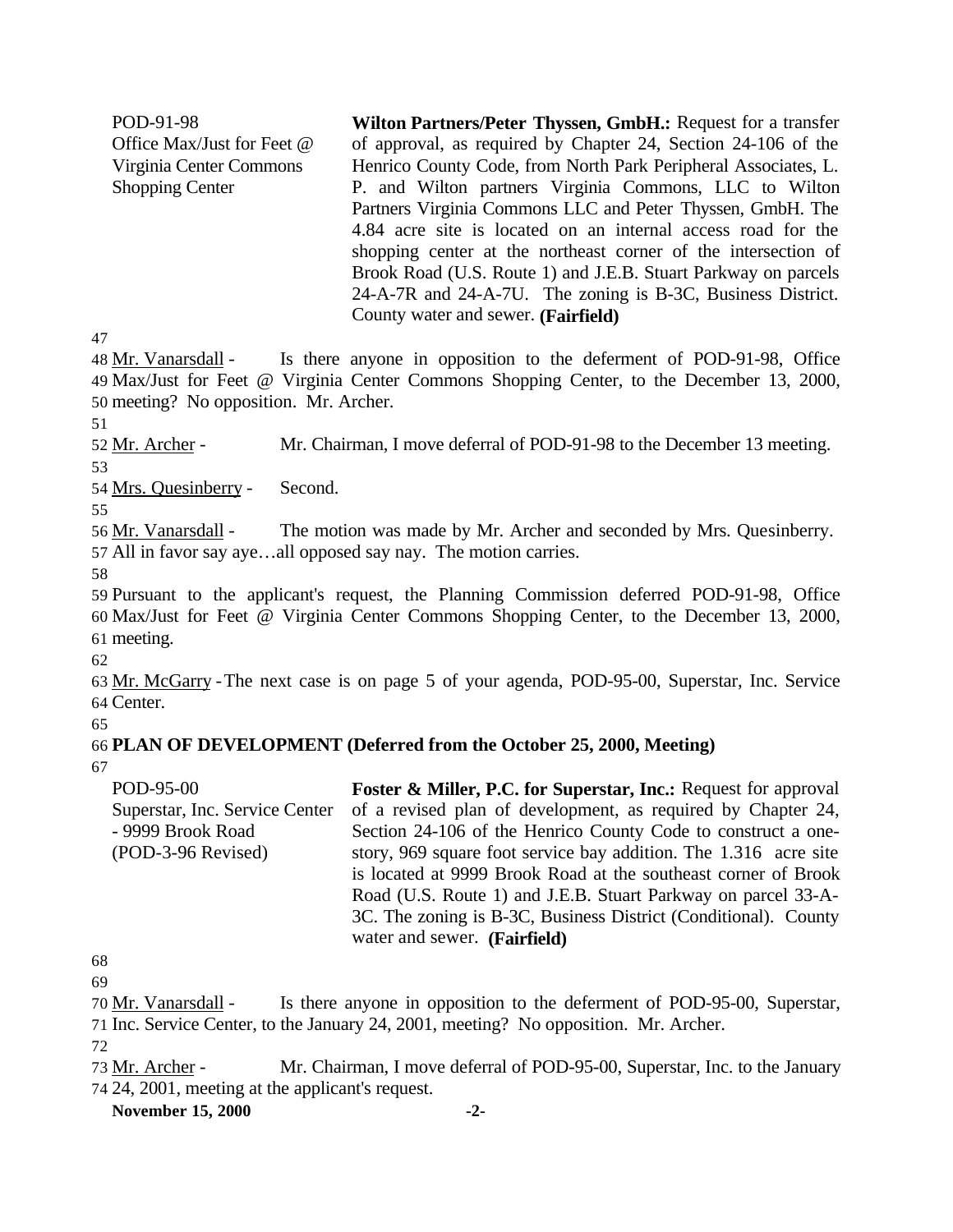POD-91-98
Office Max/Just for Feet @ Virginia Center Commons Shopping Center

**Wilton Partners/Peter Thyssen, GmbH.:** Request for a transfer of approval, as required by Chapter 24, Section 24-106 of the Henrico County Code, from North Park Peripheral Associates, L. P. and Wilton partners Virginia Commons, LLC to Wilton Partners Virginia Commons LLC and Peter Thyssen, GmbH. The 4.84 acre site is located on an internal access road for the shopping center at the northeast corner of the intersection of Brook Road (U.S. Route 1) and J.E.B. Stuart Parkway on parcels 24-A-7R and 24-A-7U. The zoning is B-3C, Business District. County water and sewer. **(Fairfield)**

47

48 Mr. Vanarsdall - Is there anyone in opposition to the deferment of POD-91-98, Office
49 Max/Just for Feet @ Virginia Center Commons Shopping Center, to the December 13, 2000,
50 meeting? No opposition. Mr. Archer.

51

52 Mr. Archer - Mr. Chairman, I move deferral of POD-91-98 to the December 13 meeting.

53

54 Mrs. Quesinberry - Second.

55

56 Mr. Vanarsdall - The motion was made by Mr. Archer and seconded by Mrs. Quesinberry.
57 All in favor say aye…all opposed say nay. The motion carries.

58

59 Pursuant to the applicant's request, the Planning Commission deferred POD-91-98, Office
60 Max/Just for Feet @ Virginia Center Commons Shopping Center, to the December 13, 2000,
61 meeting.

62

63 Mr. McGarry - The next case is on page 5 of your agenda, POD-95-00, Superstar, Inc. Service
64 Center.

65

66 **PLAN OF DEVELOPMENT (Deferred from the October 25, 2000, Meeting)**

67

POD-95-00
Superstar, Inc. Service Center - 9999 Brook Road
(POD-3-96 Revised)

**Foster & Miller, P.C. for Superstar, Inc.:** Request for approval of a revised plan of development, as required by Chapter 24, Section 24-106 of the Henrico County Code to construct a one-story, 969 square foot service bay addition. The 1.316 acre site is located at 9999 Brook Road at the southeast corner of Brook Road (U.S. Route 1) and J.E.B. Stuart Parkway on parcel 33-A-3C. The zoning is B-3C, Business District (Conditional). County water and sewer. **(Fairfield)**

68

69

70 Mr. Vanarsdall - Is there anyone in opposition to the deferment of POD-95-00, Superstar,
71 Inc. Service Center, to the January 24, 2001, meeting? No opposition. Mr. Archer.

72

73 Mr. Archer - Mr. Chairman, I move deferral of POD-95-00, Superstar, Inc. to the January
74 24, 2001, meeting at the applicant's request.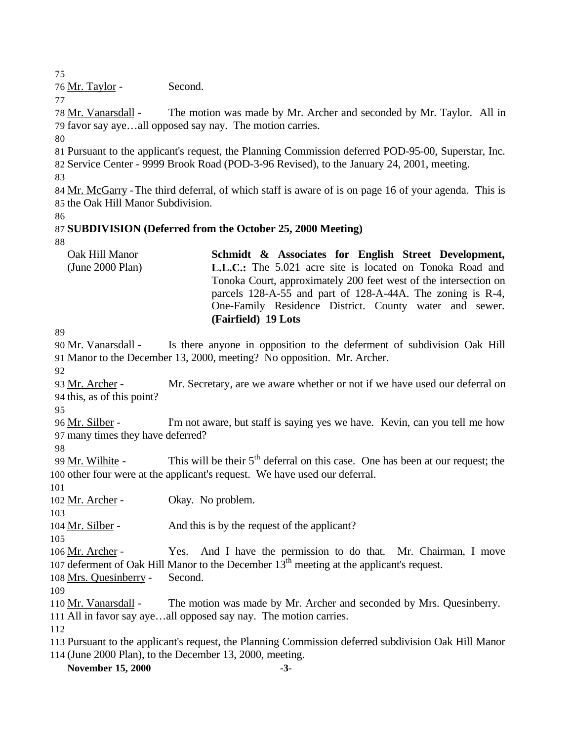Mr. Taylor - Second.

Mr. Vanarsdall - The motion was made by Mr. Archer and seconded by Mr. Taylor. All in favor say aye…all opposed say nay. The motion carries.

Pursuant to the applicant's request, the Planning Commission deferred POD-95-00, Superstar, Inc. Service Center - 9999 Brook Road (POD-3-96 Revised), to the January 24, 2001, meeting.

Mr. McGarry - The third deferral, of which staff is aware of is on page 16 of your agenda. This is the Oak Hill Manor Subdivision.

**SUBDIVISION (Deferred from the October 25, 2000 Meeting)**

Oak Hill Manor (June 2000 Plan)

**Schmidt & Associates for English Street Development, L.L.C.:** The 5.021 acre site is located on Tonoka Road and Tonoka Court, approximately 200 feet west of the intersection on parcels 128-A-55 and part of 128-A-44A. The zoning is R-4, One-Family Residence District. County water and sewer. **(Fairfield) 19 Lots**

Mr. Vanarsdall - Is there anyone in opposition to the deferment of subdivision Oak Hill Manor to the December 13, 2000, meeting? No opposition. Mr. Archer.

Mr. Archer - Mr. Secretary, are we aware whether or not if we have used our deferral on this, as of this point?

Mr. Silber - I'm not aware, but staff is saying yes we have. Kevin, can you tell me how many times they have deferred?

Mr. Wilhite - This will be their 5th deferral on this case. One has been at our request; the other four were at the applicant's request. We have used our deferral.

Mr. Archer - Okay. No problem.

Mr. Silber - And this is by the request of the applicant?

Mr. Archer - Yes. And I have the permission to do that. Mr. Chairman, I move deferment of Oak Hill Manor to the December 13th meeting at the applicant's request.

Mrs. Quesinberry - Second.

Mr. Vanarsdall - The motion was made by Mr. Archer and seconded by Mrs. Quesinberry. All in favor say aye…all opposed say nay. The motion carries.

Pursuant to the applicant's request, the Planning Commission deferred subdivision Oak Hill Manor (June 2000 Plan), to the December 13, 2000, meeting.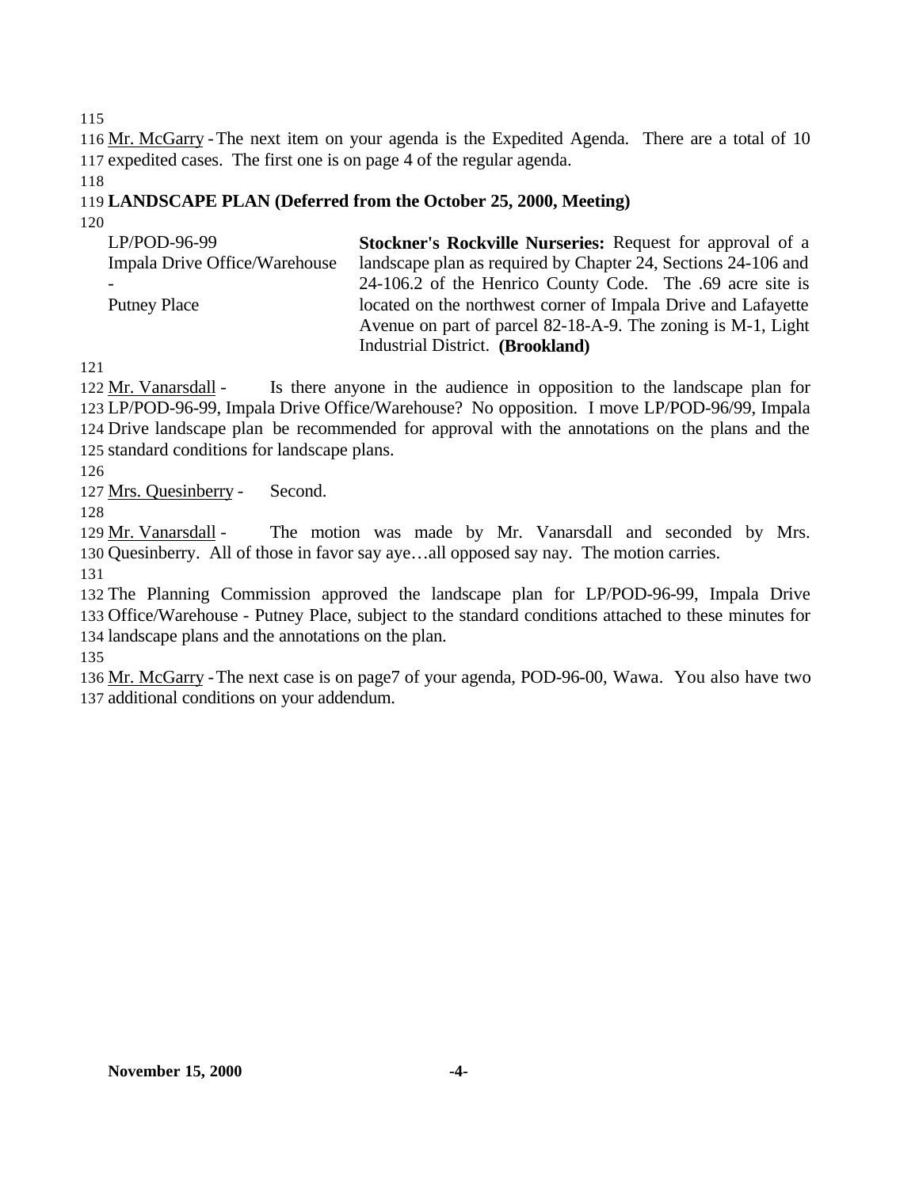Mr. McGarry - The next item on your agenda is the Expedited Agenda. There are a total of 10 expedited cases. The first one is on page 4 of the regular agenda.

**LANDSCAPE PLAN (Deferred from the October 25, 2000, Meeting)**

| | |
|---|---|
| LP/POD-96-99<br>Impala Drive Office/Warehouse -<br>Putney Place | **Stockner's Rockville Nurseries:** Request for approval of a landscape plan as required by Chapter 24, Sections 24-106 and 24-106.2 of the Henrico County Code. The .69 acre site is located on the northwest corner of Impala Drive and Lafayette Avenue on part of parcel 82-18-A-9. The zoning is M-1, Light Industrial District. **(Brookland)** |

Mr. Vanarsdall - Is there anyone in the audience in opposition to the landscape plan for LP/POD-96-99, Impala Drive Office/Warehouse? No opposition. I move LP/POD-96/99, Impala Drive landscape plan be recommended for approval with the annotations on the plans and the standard conditions for landscape plans.

Mrs. Quesinberry - Second.

Mr. Vanarsdall - The motion was made by Mr. Vanarsdall and seconded by Mrs. Quesinberry. All of those in favor say aye…all opposed say nay. The motion carries.

The Planning Commission approved the landscape plan for LP/POD-96-99, Impala Drive Office/Warehouse - Putney Place, subject to the standard conditions attached to these minutes for landscape plans and the annotations on the plan.

Mr. McGarry - The next case is on page7 of your agenda, POD-96-00, Wawa. You also have two additional conditions on your addendum.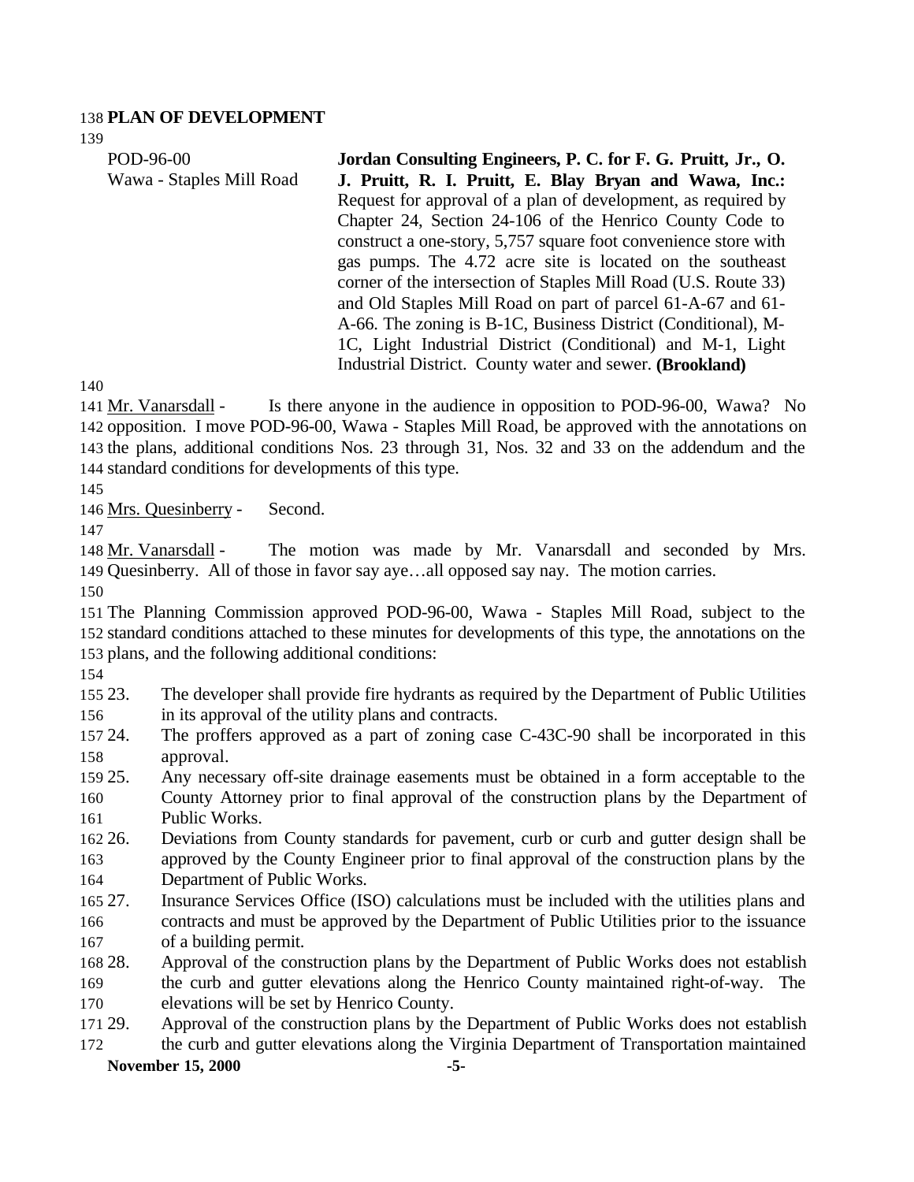## PLAN OF DEVELOPMENT

POD-96-00
Wawa - Staples Mill Road

**Jordan Consulting Engineers, P. C. for F. G. Pruitt, Jr., O. J. Pruitt, R. I. Pruitt, E. Blay Bryan and Wawa, Inc.:** Request for approval of a plan of development, as required by Chapter 24, Section 24-106 of the Henrico County Code to construct a one-story, 5,757 square foot convenience store with gas pumps. The 4.72 acre site is located on the southeast corner of the intersection of Staples Mill Road (U.S. Route 33) and Old Staples Mill Road on part of parcel 61-A-67 and 61-A-66. The zoning is B-1C, Business District (Conditional), M-1C, Light Industrial District (Conditional) and M-1, Light Industrial District. County water and sewer. **(Brookland)**

Mr. Vanarsdall - Is there anyone in the audience in opposition to POD-96-00, Wawa? No opposition. I move POD-96-00, Wawa - Staples Mill Road, be approved with the annotations on the plans, additional conditions Nos. 23 through 31, Nos. 32 and 33 on the addendum and the standard conditions for developments of this type.

Mrs. Quesinberry - Second.

Mr. Vanarsdall - The motion was made by Mr. Vanarsdall and seconded by Mrs. Quesinberry. All of those in favor say aye…all opposed say nay. The motion carries.

The Planning Commission approved POD-96-00, Wawa - Staples Mill Road, subject to the standard conditions attached to these minutes for developments of this type, the annotations on the plans, and the following additional conditions:

23. The developer shall provide fire hydrants as required by the Department of Public Utilities in its approval of the utility plans and contracts.
24. The proffers approved as a part of zoning case C-43C-90 shall be incorporated in this approval.
25. Any necessary off-site drainage easements must be obtained in a form acceptable to the County Attorney prior to final approval of the construction plans by the Department of Public Works.
26. Deviations from County standards for pavement, curb or curb and gutter design shall be approved by the County Engineer prior to final approval of the construction plans by the Department of Public Works.
27. Insurance Services Office (ISO) calculations must be included with the utilities plans and contracts and must be approved by the Department of Public Utilities prior to the issuance of a building permit.
28. Approval of the construction plans by the Department of Public Works does not establish the curb and gutter elevations along the Henrico County maintained right-of-way. The elevations will be set by Henrico County.
29. Approval of the construction plans by the Department of Public Works does not establish the curb and gutter elevations along the Virginia Department of Transportation maintained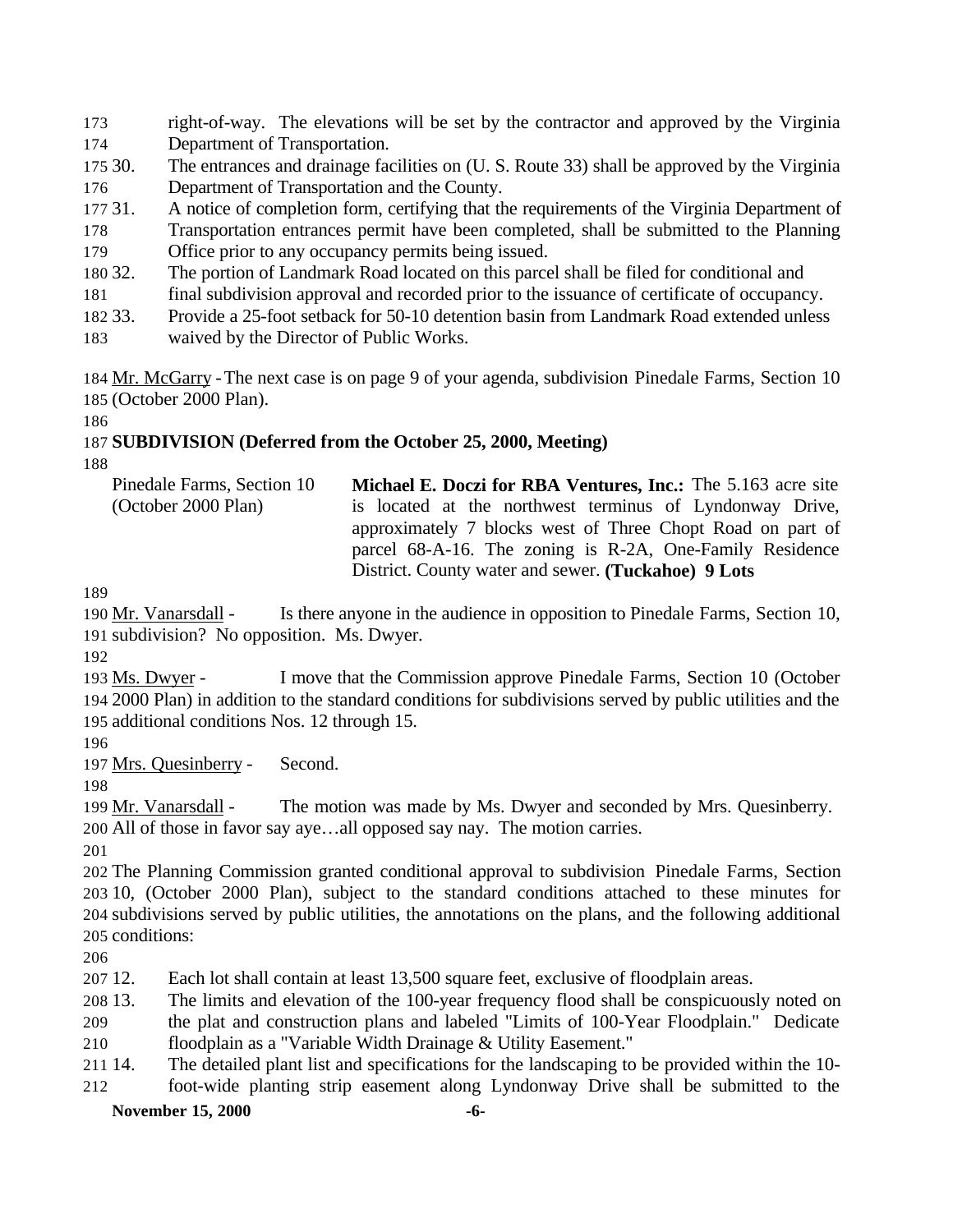right-of-way. The elevations will be set by the contractor and approved by the Virginia Department of Transportation.

30. The entrances and drainage facilities on (U. S. Route 33) shall be approved by the Virginia Department of Transportation and the County.
31. A notice of completion form, certifying that the requirements of the Virginia Department of Transportation entrances permit have been completed, shall be submitted to the Planning Office prior to any occupancy permits being issued.
32. The portion of Landmark Road located on this parcel shall be filed for conditional and final subdivision approval and recorded prior to the issuance of certificate of occupancy.
33. Provide a 25-foot setback for 50-10 detention basin from Landmark Road extended unless waived by the Director of Public Works.

Mr. McGarry - The next case is on page 9 of your agenda, subdivision Pinedale Farms, Section 10 (October 2000 Plan).

**SUBDIVISION (Deferred from the October 25, 2000, Meeting)**

| | |
|---|---|
| Pinedale Farms, Section 10 (October 2000 Plan) | **Michael E. Doczi for RBA Ventures, Inc.:** The 5.163 acre site is located at the northwest terminus of Lyndonway Drive, approximately 7 blocks west of Three Chopt Road on part of parcel 68-A-16. The zoning is R-2A, One-Family Residence District. County water and sewer. **(Tuckahoe) 9 Lots** |

Mr. Vanarsdall - Is there anyone in the audience in opposition to Pinedale Farms, Section 10, subdivision? No opposition. Ms. Dwyer.

Ms. Dwyer - I move that the Commission approve Pinedale Farms, Section 10 (October 2000 Plan) in addition to the standard conditions for subdivisions served by public utilities and the additional conditions Nos. 12 through 15.

Mrs. Quesinberry - Second.

Mr. Vanarsdall - The motion was made by Ms. Dwyer and seconded by Mrs. Quesinberry. All of those in favor say aye…all opposed say nay. The motion carries.

The Planning Commission granted conditional approval to subdivision Pinedale Farms, Section 10, (October 2000 Plan), subject to the standard conditions attached to these minutes for subdivisions served by public utilities, the annotations on the plans, and the following additional conditions:

12. Each lot shall contain at least 13,500 square feet, exclusive of floodplain areas.
13. The limits and elevation of the 100-year frequency flood shall be conspicuously noted on the plat and construction plans and labeled "Limits of 100-Year Floodplain." Dedicate floodplain as a "Variable Width Drainage & Utility Easement."
14. The detailed plant list and specifications for the landscaping to be provided within the 10-foot-wide planting strip easement along Lyndonway Drive shall be submitted to the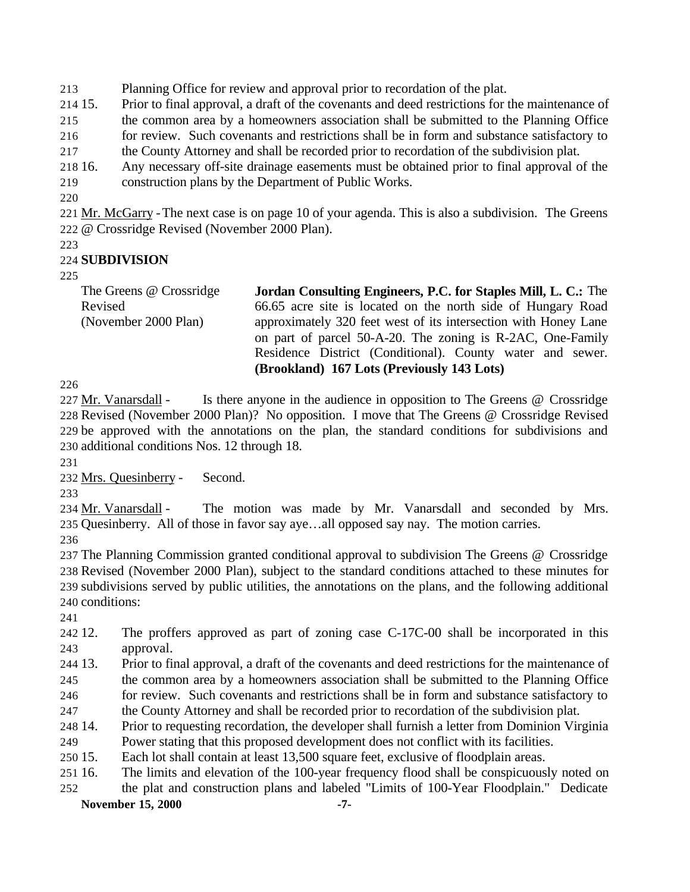Planning Office for review and approval prior to recordation of the plat.

15. Prior to final approval, a draft of the covenants and deed restrictions for the maintenance of the common area by a homeowners association shall be submitted to the Planning Office for review. Such covenants and restrictions shall be in form and substance satisfactory to the County Attorney and shall be recorded prior to recordation of the subdivision plat.
16. Any necessary off-site drainage easements must be obtained prior to final approval of the construction plans by the Department of Public Works.

Mr. McGarry - The next case is on page 10 of your agenda. This is also a subdivision. The Greens @ Crossridge Revised (November 2000 Plan).

**SUBDIVISION**

| | |
|---|---|
| The Greens @ Crossridge Revised (November 2000 Plan) | **Jordan Consulting Engineers, P.C. for Staples Mill, L. C.:** The 66.65 acre site is located on the north side of Hungary Road approximately 320 feet west of its intersection with Honey Lane on part of parcel 50-A-20. The zoning is R-2AC, One-Family Residence District (Conditional). County water and sewer. **(Brookland) 167 Lots (Previously 143 Lots)** |

Mr. Vanarsdall - Is there anyone in the audience in opposition to The Greens @ Crossridge Revised (November 2000 Plan)? No opposition. I move that The Greens @ Crossridge Revised be approved with the annotations on the plan, the standard conditions for subdivisions and additional conditions Nos. 12 through 18.

Mrs. Quesinberry - Second.

Mr. Vanarsdall - The motion was made by Mr. Vanarsdall and seconded by Mrs. Quesinberry. All of those in favor say aye…all opposed say nay. The motion carries.

The Planning Commission granted conditional approval to subdivision The Greens @ Crossridge Revised (November 2000 Plan), subject to the standard conditions attached to these minutes for subdivisions served by public utilities, the annotations on the plans, and the following additional conditions:

12. The proffers approved as part of zoning case C-17C-00 shall be incorporated in this approval.
13. Prior to final approval, a draft of the covenants and deed restrictions for the maintenance of the common area by a homeowners association shall be submitted to the Planning Office for review. Such covenants and restrictions shall be in form and substance satisfactory to the County Attorney and shall be recorded prior to recordation of the subdivision plat.
14. Prior to requesting recordation, the developer shall furnish a letter from Dominion Virginia Power stating that this proposed development does not conflict with its facilities.
15. Each lot shall contain at least 13,500 square feet, exclusive of floodplain areas.
16. The limits and elevation of the 100-year frequency flood shall be conspicuously noted on the plat and construction plans and labeled "Limits of 100-Year Floodplain." Dedicate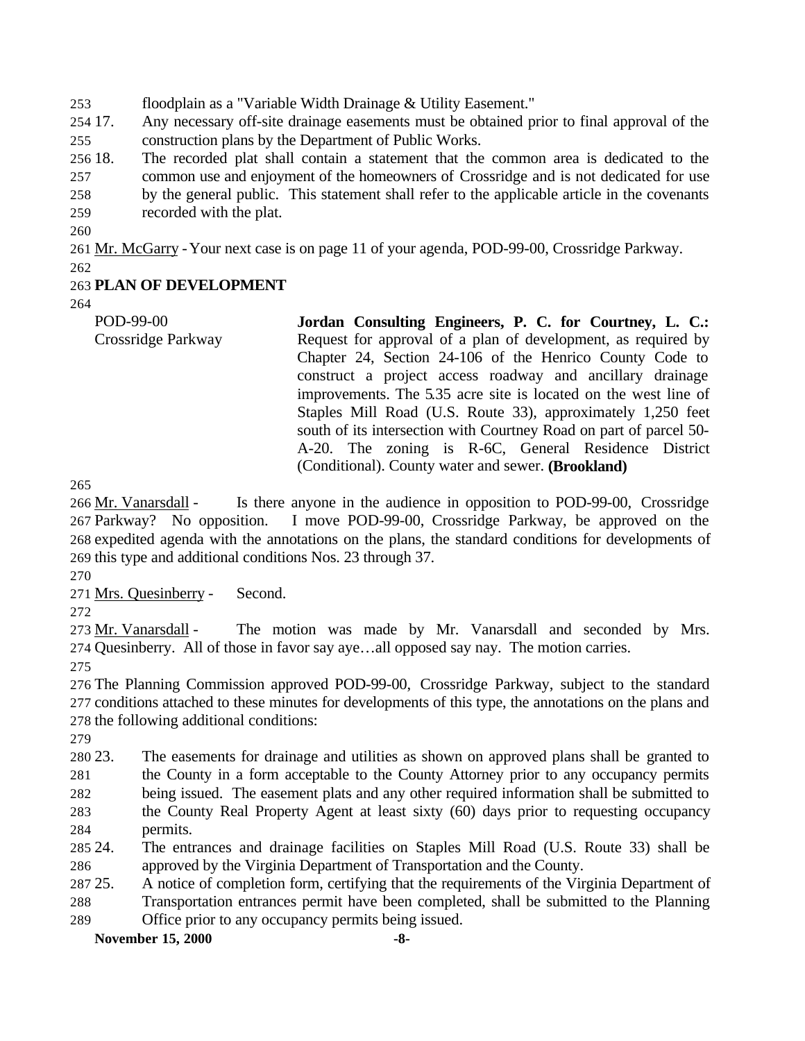floodplain as a "Variable Width Drainage & Utility Easement."

17. Any necessary off-site drainage easements must be obtained prior to final approval of the construction plans by the Department of Public Works.
18. The recorded plat shall contain a statement that the common area is dedicated to the common use and enjoyment of the homeowners of Crossridge and is not dedicated for use by the general public. This statement shall refer to the applicable article in the covenants recorded with the plat.

Mr. McGarry - Your next case is on page 11 of your agenda, POD-99-00, Crossridge Parkway.

**PLAN OF DEVELOPMENT**

POD-99-00
Crossridge Parkway

**Jordan Consulting Engineers, P. C. for Courtney, L. C.:** Request for approval of a plan of development, as required by Chapter 24, Section 24-106 of the Henrico County Code to construct a project access roadway and ancillary drainage improvements. The 5.35 acre site is located on the west line of Staples Mill Road (U.S. Route 33), approximately 1,250 feet south of its intersection with Courtney Road on part of parcel 50-A-20. The zoning is R-6C, General Residence District (Conditional). County water and sewer. **(Brookland)**

Mr. Vanarsdall - Is there anyone in the audience in opposition to POD-99-00, Crossridge Parkway? No opposition. I move POD-99-00, Crossridge Parkway, be approved on the expedited agenda with the annotations on the plans, the standard conditions for developments of this type and additional conditions Nos. 23 through 37.

Mrs. Quesinberry - Second.

Mr. Vanarsdall - The motion was made by Mr. Vanarsdall and seconded by Mrs. Quesinberry. All of those in favor say aye…all opposed say nay. The motion carries.

The Planning Commission approved POD-99-00, Crossridge Parkway, subject to the standard conditions attached to these minutes for developments of this type, the annotations on the plans and the following additional conditions:

23. The easements for drainage and utilities as shown on approved plans shall be granted to the County in a form acceptable to the County Attorney prior to any occupancy permits being issued. The easement plats and any other required information shall be submitted to the County Real Property Agent at least sixty (60) days prior to requesting occupancy permits.
24. The entrances and drainage facilities on Staples Mill Road (U.S. Route 33) shall be approved by the Virginia Department of Transportation and the County.
25. A notice of completion form, certifying that the requirements of the Virginia Department of Transportation entrances permit have been completed, shall be submitted to the Planning Office prior to any occupancy permits being issued.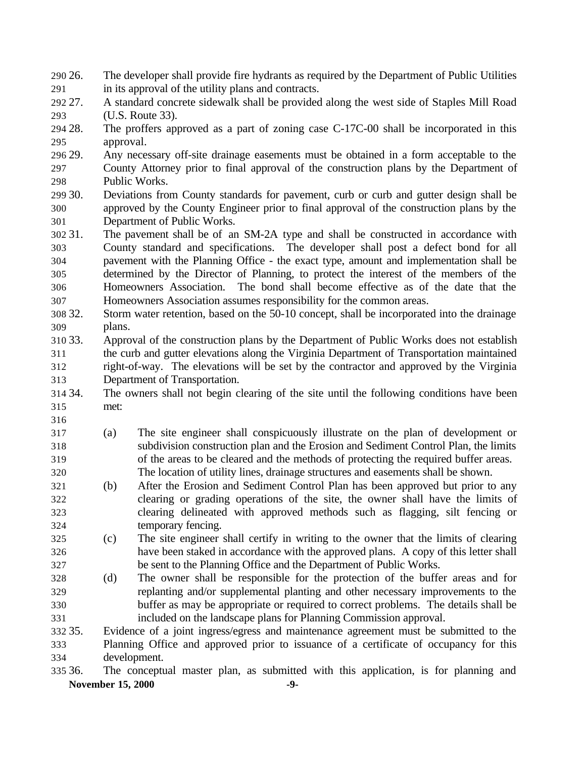26. The developer shall provide fire hydrants as required by the Department of Public Utilities in its approval of the utility plans and contracts.
27. A standard concrete sidewalk shall be provided along the west side of Staples Mill Road (U.S. Route 33).
28. The proffers approved as a part of zoning case C-17C-00 shall be incorporated in this approval.
29. Any necessary off-site drainage easements must be obtained in a form acceptable to the County Attorney prior to final approval of the construction plans by the Department of Public Works.
30. Deviations from County standards for pavement, curb or curb and gutter design shall be approved by the County Engineer prior to final approval of the construction plans by the Department of Public Works.
31. The pavement shall be of an SM-2A type and shall be constructed in accordance with County standard and specifications. The developer shall post a defect bond for all pavement with the Planning Office - the exact type, amount and implementation shall be determined by the Director of Planning, to protect the interest of the members of the Homeowners Association. The bond shall become effective as of the date that the Homeowners Association assumes responsibility for the common areas.
32. Storm water retention, based on the 50-10 concept, shall be incorporated into the drainage plans.
33. Approval of the construction plans by the Department of Public Works does not establish the curb and gutter elevations along the Virginia Department of Transportation maintained right-of-way. The elevations will be set by the contractor and approved by the Virginia Department of Transportation.
34. The owners shall not begin clearing of the site until the following conditions have been met:

    (a) The site engineer shall conspicuously illustrate on the plan of development or subdivision construction plan and the Erosion and Sediment Control Plan, the limits of the areas to be cleared and the methods of protecting the required buffer areas. The location of utility lines, drainage structures and easements shall be shown.
    (b) After the Erosion and Sediment Control Plan has been approved but prior to any clearing or grading operations of the site, the owner shall have the limits of clearing delineated with approved methods such as flagging, silt fencing or temporary fencing.
    (c) The site engineer shall certify in writing to the owner that the limits of clearing have been staked in accordance with the approved plans. A copy of this letter shall be sent to the Planning Office and the Department of Public Works.
    (d) The owner shall be responsible for the protection of the buffer areas and for replanting and/or supplemental planting and other necessary improvements to the buffer as may be appropriate or required to correct problems. The details shall be included on the landscape plans for Planning Commission approval.
35. Evidence of a joint ingress/egress and maintenance agreement must be submitted to the Planning Office and approved prior to issuance of a certificate of occupancy for this development.
36. The conceptual master plan, as submitted with this application, is for planning and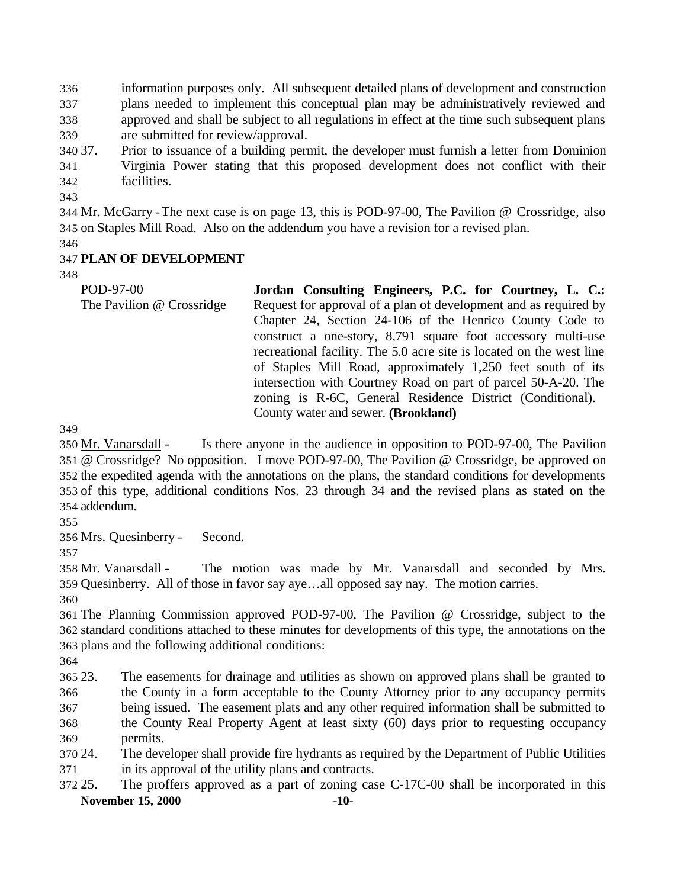information purposes only. All subsequent detailed plans of development and construction plans needed to implement this conceptual plan may be administratively reviewed and approved and shall be subject to all regulations in effect at the time such subsequent plans are submitted for review/approval.

37. Prior to issuance of a building permit, the developer must furnish a letter from Dominion Virginia Power stating that this proposed development does not conflict with their facilities.

Mr. McGarry - The next case is on page 13, this is POD-97-00, The Pavilion @ Crossridge, also on Staples Mill Road. Also on the addendum you have a revision for a revised plan.

**PLAN OF DEVELOPMENT**

POD-97-00
The Pavilion @ Crossridge

**Jordan Consulting Engineers, P.C. for Courtney, L. C.:** Request for approval of a plan of development and as required by Chapter 24, Section 24-106 of the Henrico County Code to construct a one-story, 8,791 square foot accessory multi-use recreational facility. The 5.0 acre site is located on the west line of Staples Mill Road, approximately 1,250 feet south of its intersection with Courtney Road on part of parcel 50-A-20. The zoning is R-6C, General Residence District (Conditional). County water and sewer. **(Brookland)**

Mr. Vanarsdall - Is there anyone in the audience in opposition to POD-97-00, The Pavilion @ Crossridge? No opposition. I move POD-97-00, The Pavilion @ Crossridge, be approved on the expedited agenda with the annotations on the plans, the standard conditions for developments of this type, additional conditions Nos. 23 through 34 and the revised plans as stated on the addendum.

Mrs. Quesinberry - Second.

Mr. Vanarsdall - The motion was made by Mr. Vanarsdall and seconded by Mrs. Quesinberry. All of those in favor say aye…all opposed say nay. The motion carries.

The Planning Commission approved POD-97-00, The Pavilion @ Crossridge, subject to the standard conditions attached to these minutes for developments of this type, the annotations on the plans and the following additional conditions:

23. The easements for drainage and utilities as shown on approved plans shall be granted to the County in a form acceptable to the County Attorney prior to any occupancy permits being issued. The easement plats and any other required information shall be submitted to the County Real Property Agent at least sixty (60) days prior to requesting occupancy permits.
24. The developer shall provide fire hydrants as required by the Department of Public Utilities in its approval of the utility plans and contracts.
25. The proffers approved as a part of zoning case C-17C-00 shall be incorporated in this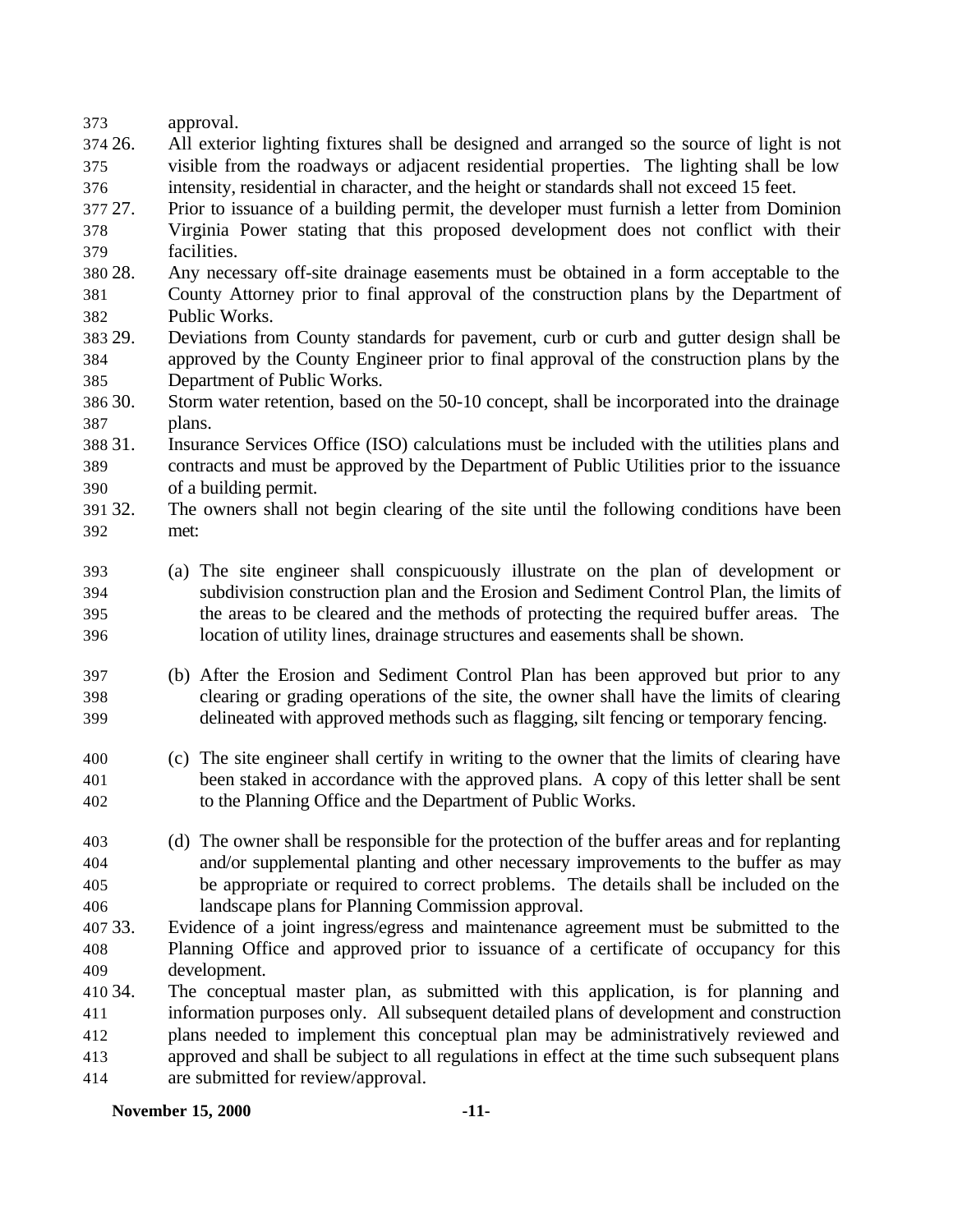approval.

26. All exterior lighting fixtures shall be designed and arranged so the source of light is not visible from the roadways or adjacent residential properties. The lighting shall be low intensity, residential in character, and the height or standards shall not exceed 15 feet.

27. Prior to issuance of a building permit, the developer must furnish a letter from Dominion Virginia Power stating that this proposed development does not conflict with their facilities.

28. Any necessary off-site drainage easements must be obtained in a form acceptable to the County Attorney prior to final approval of the construction plans by the Department of Public Works.

29. Deviations from County standards for pavement, curb or curb and gutter design shall be approved by the County Engineer prior to final approval of the construction plans by the Department of Public Works.

30. Storm water retention, based on the 50-10 concept, shall be incorporated into the drainage plans.

31. Insurance Services Office (ISO) calculations must be included with the utilities plans and contracts and must be approved by the Department of Public Utilities prior to the issuance of a building permit.

32. The owners shall not begin clearing of the site until the following conditions have been met:

    (a) The site engineer shall conspicuously illustrate on the plan of development or subdivision construction plan and the Erosion and Sediment Control Plan, the limits of the areas to be cleared and the methods of protecting the required buffer areas. The location of utility lines, drainage structures and easements shall be shown.

    (b) After the Erosion and Sediment Control Plan has been approved but prior to any clearing or grading operations of the site, the owner shall have the limits of clearing delineated with approved methods such as flagging, silt fencing or temporary fencing.

    (c) The site engineer shall certify in writing to the owner that the limits of clearing have been staked in accordance with the approved plans. A copy of this letter shall be sent to the Planning Office and the Department of Public Works.

    (d) The owner shall be responsible for the protection of the buffer areas and for replanting and/or supplemental planting and other necessary improvements to the buffer as may be appropriate or required to correct problems. The details shall be included on the landscape plans for Planning Commission approval.

33. Evidence of a joint ingress/egress and maintenance agreement must be submitted to the Planning Office and approved prior to issuance of a certificate of occupancy for this development.

34. The conceptual master plan, as submitted with this application, is for planning and information purposes only. All subsequent detailed plans of development and construction plans needed to implement this conceptual plan may be administratively reviewed and approved and shall be subject to all regulations in effect at the time such subsequent plans are submitted for review/approval.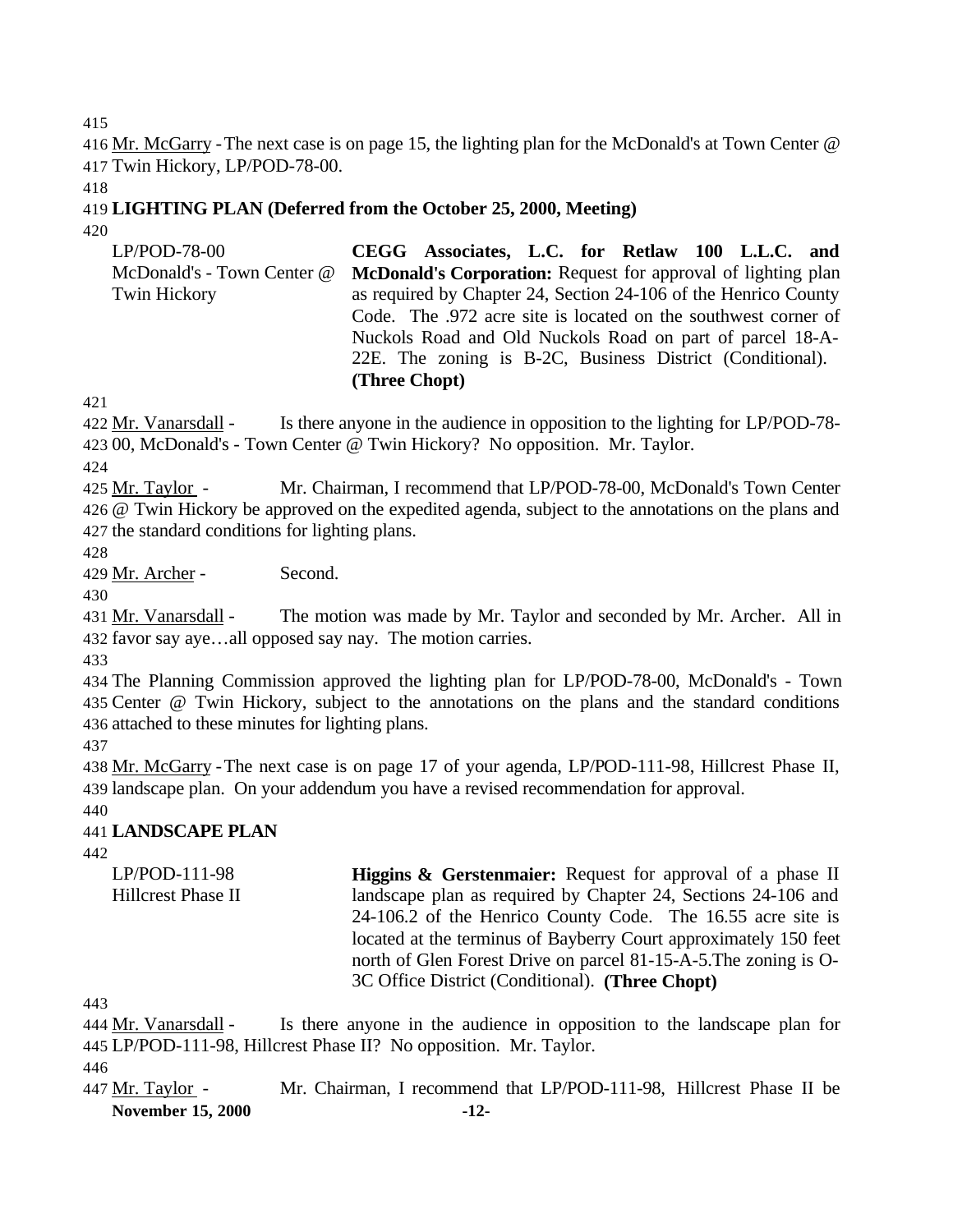Mr. McGarry - The next case is on page 15, the lighting plan for the McDonald's at Town Center @ Twin Hickory, LP/POD-78-00.

**LIGHTING PLAN (Deferred from the October 25, 2000, Meeting)**

| | |
|---|---|
| LP/POD-78-00<br>McDonald's - Town Center @ Twin Hickory | **CEGG Associates, L.C. for Retlaw 100 L.L.C. and McDonald's Corporation:** Request for approval of lighting plan as required by Chapter 24, Section 24-106 of the Henrico County Code. The .972 acre site is located on the southwest corner of Nuckols Road and Old Nuckols Road on part of parcel 18-A-22E. The zoning is B-2C, Business District (Conditional). **(Three Chopt)** |

Mr. Vanarsdall - Is there anyone in the audience in opposition to the lighting for LP/POD-78-00, McDonald's - Town Center @ Twin Hickory? No opposition. Mr. Taylor.

Mr. Taylor - Mr. Chairman, I recommend that LP/POD-78-00, McDonald's Town Center @ Twin Hickory be approved on the expedited agenda, subject to the annotations on the plans and the standard conditions for lighting plans.

Mr. Archer - Second.

Mr. Vanarsdall - The motion was made by Mr. Taylor and seconded by Mr. Archer. All in favor say aye…all opposed say nay. The motion carries.

The Planning Commission approved the lighting plan for LP/POD-78-00, McDonald's - Town Center @ Twin Hickory, subject to the annotations on the plans and the standard conditions attached to these minutes for lighting plans.

Mr. McGarry - The next case is on page 17 of your agenda, LP/POD-111-98, Hillcrest Phase II, landscape plan. On your addendum you have a revised recommendation for approval.

**LANDSCAPE PLAN**

| | |
|---|---|
| LP/POD-111-98<br>Hillcrest Phase II | **Higgins & Gerstenmaier:** Request for approval of a phase II landscape plan as required by Chapter 24, Sections 24-106 and 24-106.2 of the Henrico County Code. The 16.55 acre site is located at the terminus of Bayberry Court approximately 150 feet north of Glen Forest Drive on parcel 81-15-A-5.The zoning is O-3C Office District (Conditional). **(Three Chopt)** |

Mr. Vanarsdall - Is there anyone in the audience in opposition to the landscape plan for LP/POD-111-98, Hillcrest Phase II? No opposition. Mr. Taylor.

Mr. Taylor - Mr. Chairman, I recommend that LP/POD-111-98, Hillcrest Phase II be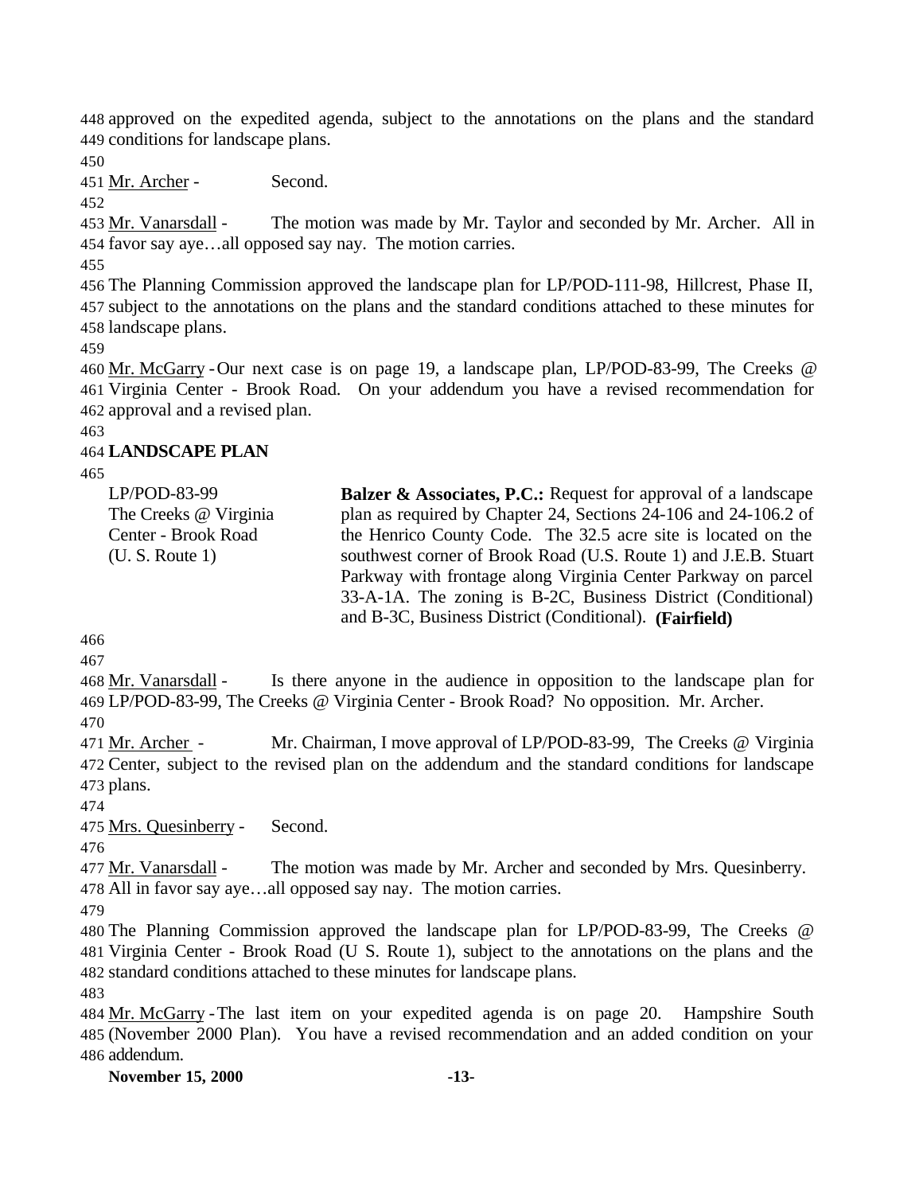approved on the expedited agenda, subject to the annotations on the plans and the standard conditions for landscape plans.

Mr. Archer - Second.

Mr. Vanarsdall - The motion was made by Mr. Taylor and seconded by Mr. Archer. All in favor say aye…all opposed say nay. The motion carries.

The Planning Commission approved the landscape plan for LP/POD-111-98, Hillcrest, Phase II, subject to the annotations on the plans and the standard conditions attached to these minutes for landscape plans.

Mr. McGarry - Our next case is on page 19, a landscape plan, LP/POD-83-99, The Creeks @ Virginia Center - Brook Road. On your addendum you have a revised recommendation for approval and a revised plan.

**LANDSCAPE PLAN**

LP/POD-83-99
The Creeks @ Virginia Center - Brook Road (U. S. Route 1)

**Balzer & Associates, P.C.:** Request for approval of a landscape plan as required by Chapter 24, Sections 24-106 and 24-106.2 of the Henrico County Code. The 32.5 acre site is located on the southwest corner of Brook Road (U.S. Route 1) and J.E.B. Stuart Parkway with frontage along Virginia Center Parkway on parcel 33-A-1A. The zoning is B-2C, Business District (Conditional) and B-3C, Business District (Conditional). **(Fairfield)**

Mr. Vanarsdall - Is there anyone in the audience in opposition to the landscape plan for LP/POD-83-99, The Creeks @ Virginia Center - Brook Road? No opposition. Mr. Archer.

Mr. Archer - Mr. Chairman, I move approval of LP/POD-83-99, The Creeks @ Virginia Center, subject to the revised plan on the addendum and the standard conditions for landscape plans.

Mrs. Quesinberry - Second.

Mr. Vanarsdall - The motion was made by Mr. Archer and seconded by Mrs. Quesinberry. All in favor say aye…all opposed say nay. The motion carries.

The Planning Commission approved the landscape plan for LP/POD-83-99, The Creeks @ Virginia Center - Brook Road (U S. Route 1), subject to the annotations on the plans and the standard conditions attached to these minutes for landscape plans.

Mr. McGarry - The last item on your expedited agenda is on page 20. Hampshire South (November 2000 Plan). You have a revised recommendation and an added condition on your addendum.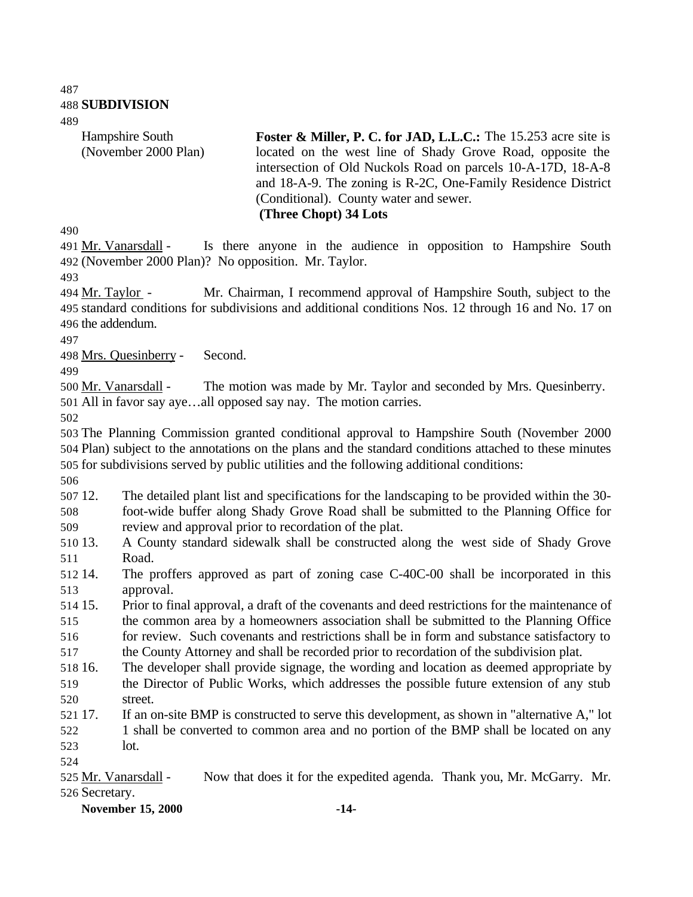## SUBDIVISION

Hampshire South (November 2000 Plan)

**Foster & Miller, P. C. for JAD, L.L.C.:** The 15.253 acre site is located on the west line of Shady Grove Road, opposite the intersection of Old Nuckols Road on parcels 10-A-17D, 18-A-8 and 18-A-9. The zoning is R-2C, One-Family Residence District (Conditional). County water and sewer.
**(Three Chopt) 34 Lots**

Mr. Vanarsdall - Is there anyone in the audience in opposition to Hampshire South (November 2000 Plan)? No opposition. Mr. Taylor.

Mr. Taylor - Mr. Chairman, I recommend approval of Hampshire South, subject to the standard conditions for subdivisions and additional conditions Nos. 12 through 16 and No. 17 on the addendum.

Mrs. Quesinberry - Second.

Mr. Vanarsdall - The motion was made by Mr. Taylor and seconded by Mrs. Quesinberry. All in favor say aye…all opposed say nay. The motion carries.

The Planning Commission granted conditional approval to Hampshire South (November 2000 Plan) subject to the annotations on the plans and the standard conditions attached to these minutes for subdivisions served by public utilities and the following additional conditions:

12. The detailed plant list and specifications for the landscaping to be provided within the 30-foot-wide buffer along Shady Grove Road shall be submitted to the Planning Office for review and approval prior to recordation of the plat.
13. A County standard sidewalk shall be constructed along the west side of Shady Grove Road.
14. The proffers approved as part of zoning case C-40C-00 shall be incorporated in this approval.
15. Prior to final approval, a draft of the covenants and deed restrictions for the maintenance of the common area by a homeowners association shall be submitted to the Planning Office for review. Such covenants and restrictions shall be in form and substance satisfactory to the County Attorney and shall be recorded prior to recordation of the subdivision plat.
16. The developer shall provide signage, the wording and location as deemed appropriate by the Director of Public Works, which addresses the possible future extension of any stub street.
17. If an on-site BMP is constructed to serve this development, as shown in "alternative A," lot 1 shall be converted to common area and no portion of the BMP shall be located on any lot.

Mr. Vanarsdall - Now that does it for the expedited agenda. Thank you, Mr. McGarry. Mr. Secretary.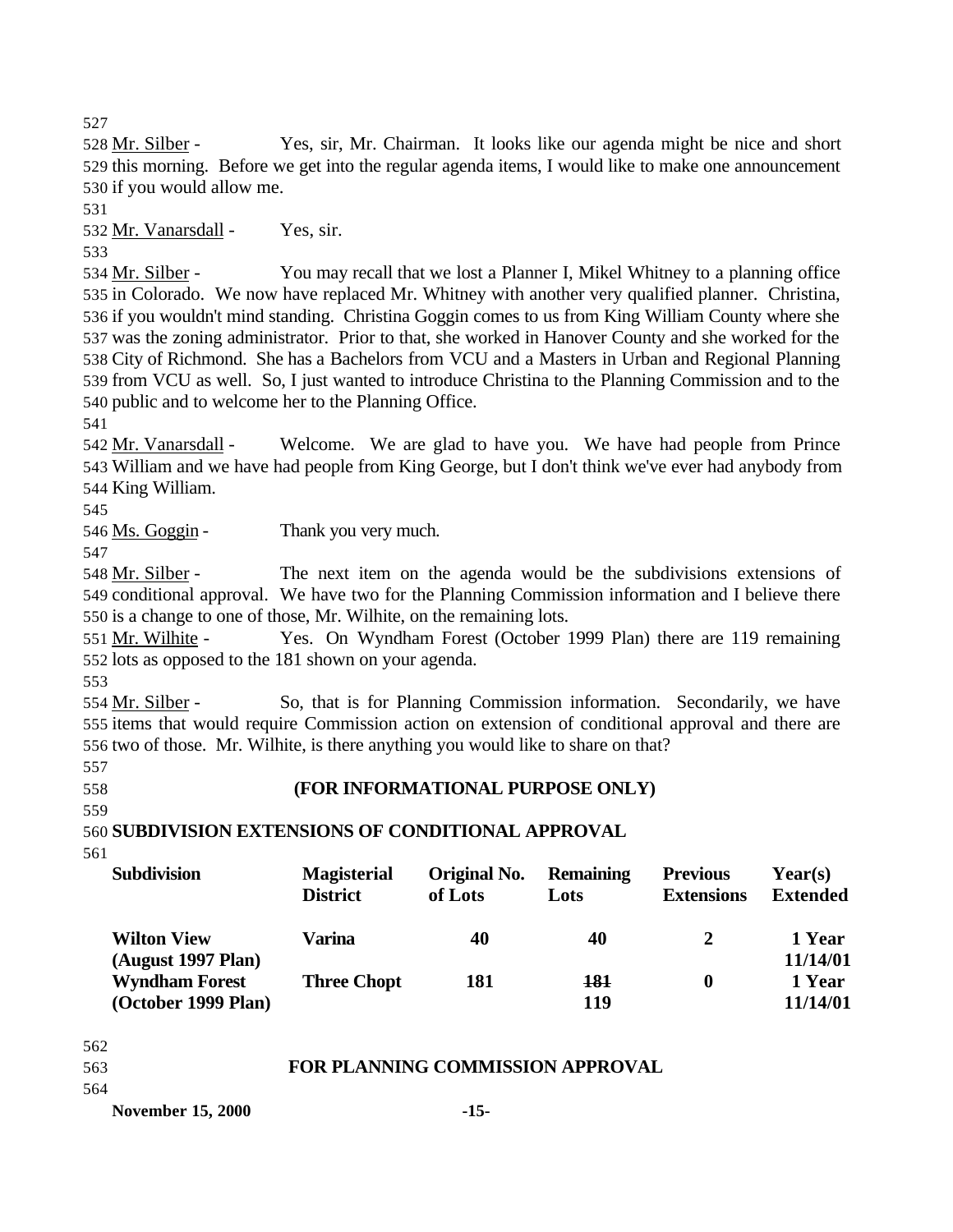Mr. Silber - Yes, sir, Mr. Chairman. It looks like our agenda might be nice and short this morning. Before we get into the regular agenda items, I would like to make one announcement if you would allow me.

Mr. Vanarsdall - Yes, sir.

Mr. Silber - You may recall that we lost a Planner I, Mikel Whitney to a planning office in Colorado. We now have replaced Mr. Whitney with another very qualified planner. Christina, if you wouldn't mind standing. Christina Goggin comes to us from King William County where she was the zoning administrator. Prior to that, she worked in Hanover County and she worked for the City of Richmond. She has a Bachelors from VCU and a Masters in Urban and Regional Planning from VCU as well. So, I just wanted to introduce Christina to the Planning Commission and to the public and to welcome her to the Planning Office.

Mr. Vanarsdall - Welcome. We are glad to have you. We have had people from Prince William and we have had people from King George, but I don't think we've ever had anybody from King William.

Ms. Goggin - Thank you very much.

Mr. Silber - The next item on the agenda would be the subdivisions extensions of conditional approval. We have two for the Planning Commission information and I believe there is a change to one of those, Mr. Wilhite, on the remaining lots.

Mr. Wilhite - Yes. On Wyndham Forest (October 1999 Plan) there are 119 remaining lots as opposed to the 181 shown on your agenda.

Mr. Silber - So, that is for Planning Commission information. Secondarily, we have items that would require Commission action on extension of conditional approval and there are two of those. Mr. Wilhite, is there anything you would like to share on that?

**(FOR INFORMATIONAL PURPOSE ONLY)**

**SUBDIVISION EXTENSIONS OF CONDITIONAL APPROVAL**

| Subdivision | Magisterial District | Original No. of Lots | Remaining Lots | Previous Extensions | Year(s) Extended |
|---|---|---|---|---|---|
| **Wilton View (August 1997 Plan)** | **Varina** | **40** | **40** | **2** | **1 Year 11/14/01** |
| **Wyndham Forest (October 1999 Plan)** | **Three Chopt** | **181** | **~~181~~ 119** | **0** | **1 Year 11/14/01** |

**FOR PLANNING COMMISSION APPROVAL**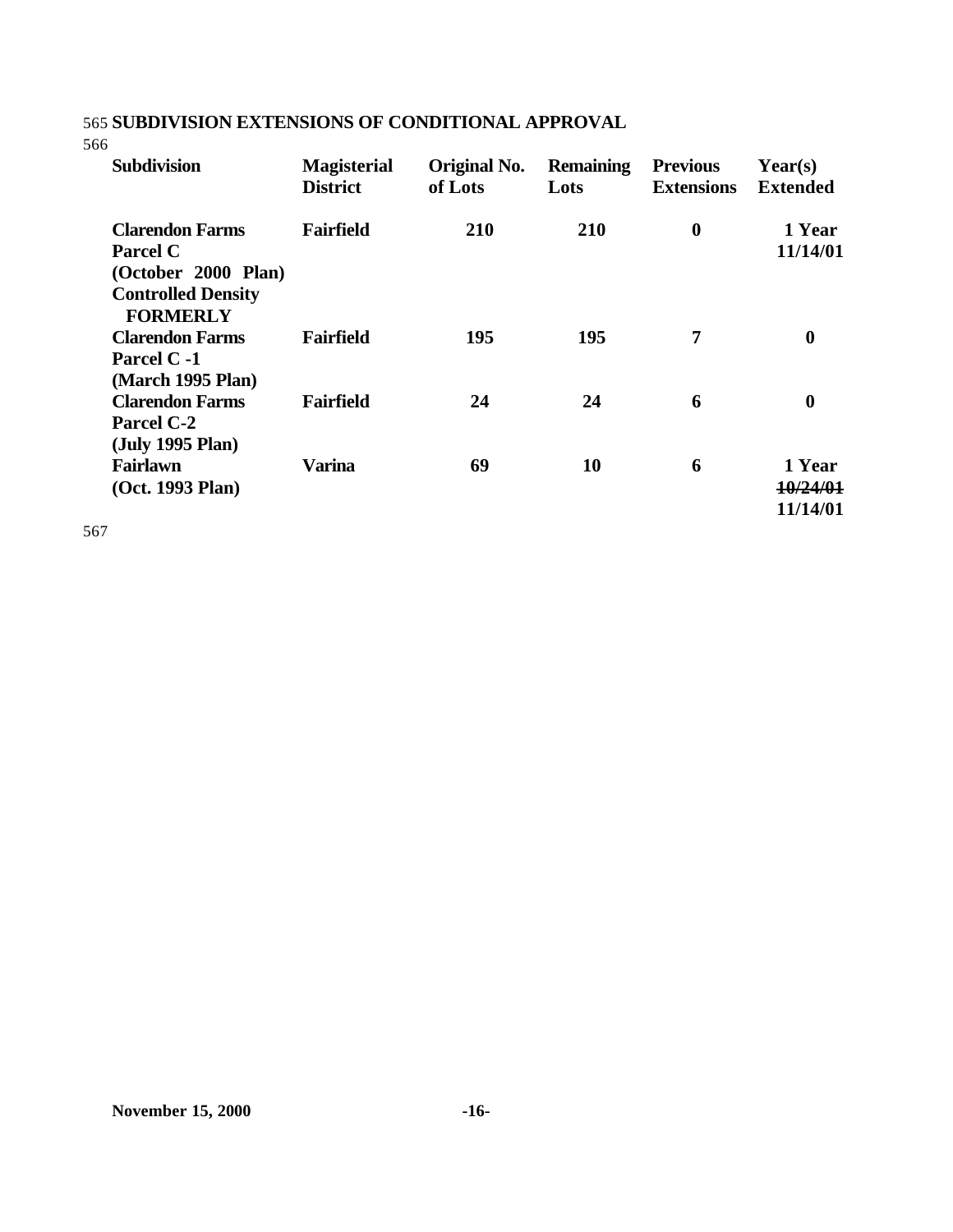565 **SUBDIVISION EXTENSIONS OF CONDITIONAL APPROVAL**

566

| Subdivision | Magisterial District | Original No. of Lots | Remaining Lots | Previous Extensions | Year(s) Extended |
|---|---|---|---|---|---|
| **Clarendon Farms Parcel C (October 2000 Plan) Controlled Density FORMERLY** | **Fairfield** | **210** | **210** | **0** | **1 Year 11/14/01** |
| **Clarendon Farms Parcel C -1 (March 1995 Plan)** | **Fairfield** | **195** | **195** | **7** | **0** |
| **Clarendon Farms Parcel C-2 (July 1995 Plan)** | **Fairfield** | **24** | **24** | **6** | **0** |
| **Fairlawn (Oct. 1993 Plan)** | **Varina** | **69** | **10** | **6** | **1 Year ~~10/24/01~~ 11/14/01** |

567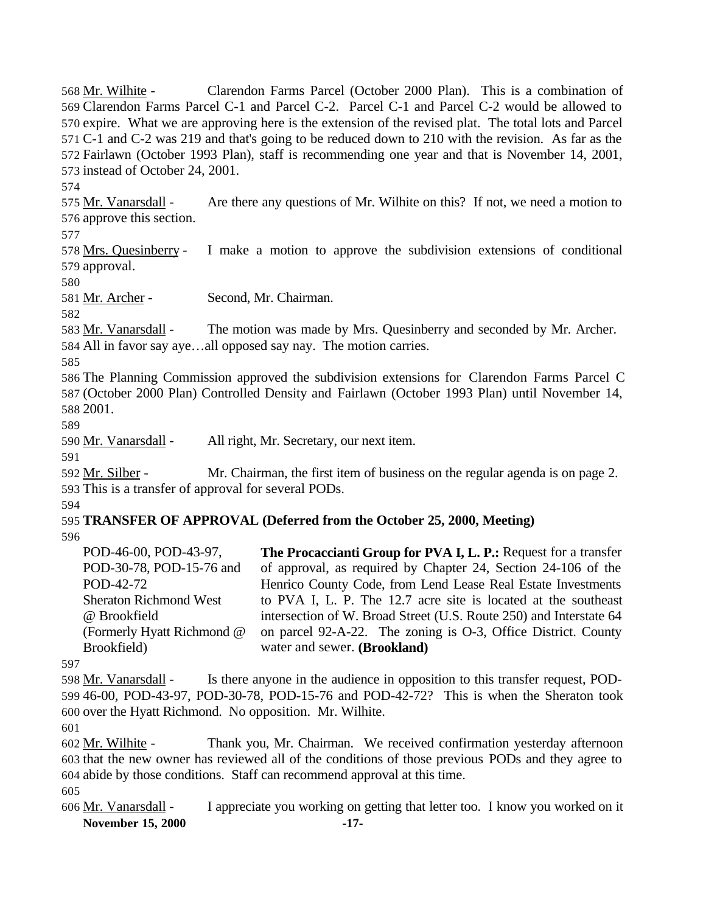Mr. Wilhite - Clarendon Farms Parcel (October 2000 Plan). This is a combination of Clarendon Farms Parcel C-1 and Parcel C-2. Parcel C-1 and Parcel C-2 would be allowed to expire. What we are approving here is the extension of the revised plat. The total lots and Parcel C-1 and C-2 was 219 and that's going to be reduced down to 210 with the revision. As far as the Fairlawn (October 1993 Plan), staff is recommending one year and that is November 14, 2001, instead of October 24, 2001.

Mr. Vanarsdall - Are there any questions of Mr. Wilhite on this? If not, we need a motion to approve this section.

Mrs. Quesinberry - I make a motion to approve the subdivision extensions of conditional approval.

Mr. Archer - Second, Mr. Chairman.

Mr. Vanarsdall - The motion was made by Mrs. Quesinberry and seconded by Mr. Archer. All in favor say aye…all opposed say nay. The motion carries.

The Planning Commission approved the subdivision extensions for Clarendon Farms Parcel C (October 2000 Plan) Controlled Density and Fairlawn (October 1993 Plan) until November 14, 2001.

Mr. Vanarsdall - All right, Mr. Secretary, our next item.

Mr. Silber - Mr. Chairman, the first item of business on the regular agenda is on page 2. This is a transfer of approval for several PODs.

**TRANSFER OF APPROVAL (Deferred from the October 25, 2000, Meeting)**

POD-46-00, POD-43-97, POD-30-78, POD-15-76 and POD-42-72
Sheraton Richmond West @ Brookfield
(Formerly Hyatt Richmond @ Brookfield)

**The Procaccianti Group for PVA I, L. P.:** Request for a transfer of approval, as required by Chapter 24, Section 24-106 of the Henrico County Code, from Lend Lease Real Estate Investments to PVA I, L. P. The 12.7 acre site is located at the southeast intersection of W. Broad Street (U.S. Route 250) and Interstate 64 on parcel 92-A-22. The zoning is O-3, Office District. County water and sewer. **(Brookland)**

Mr. Vanarsdall - Is there anyone in the audience in opposition to this transfer request, POD-46-00, POD-43-97, POD-30-78, POD-15-76 and POD-42-72? This is when the Sheraton took over the Hyatt Richmond. No opposition. Mr. Wilhite.

Mr. Wilhite - Thank you, Mr. Chairman. We received confirmation yesterday afternoon that the new owner has reviewed all of the conditions of those previous PODs and they agree to abide by those conditions. Staff can recommend approval at this time.

Mr. Vanarsdall - I appreciate you working on getting that letter too. I know you worked on it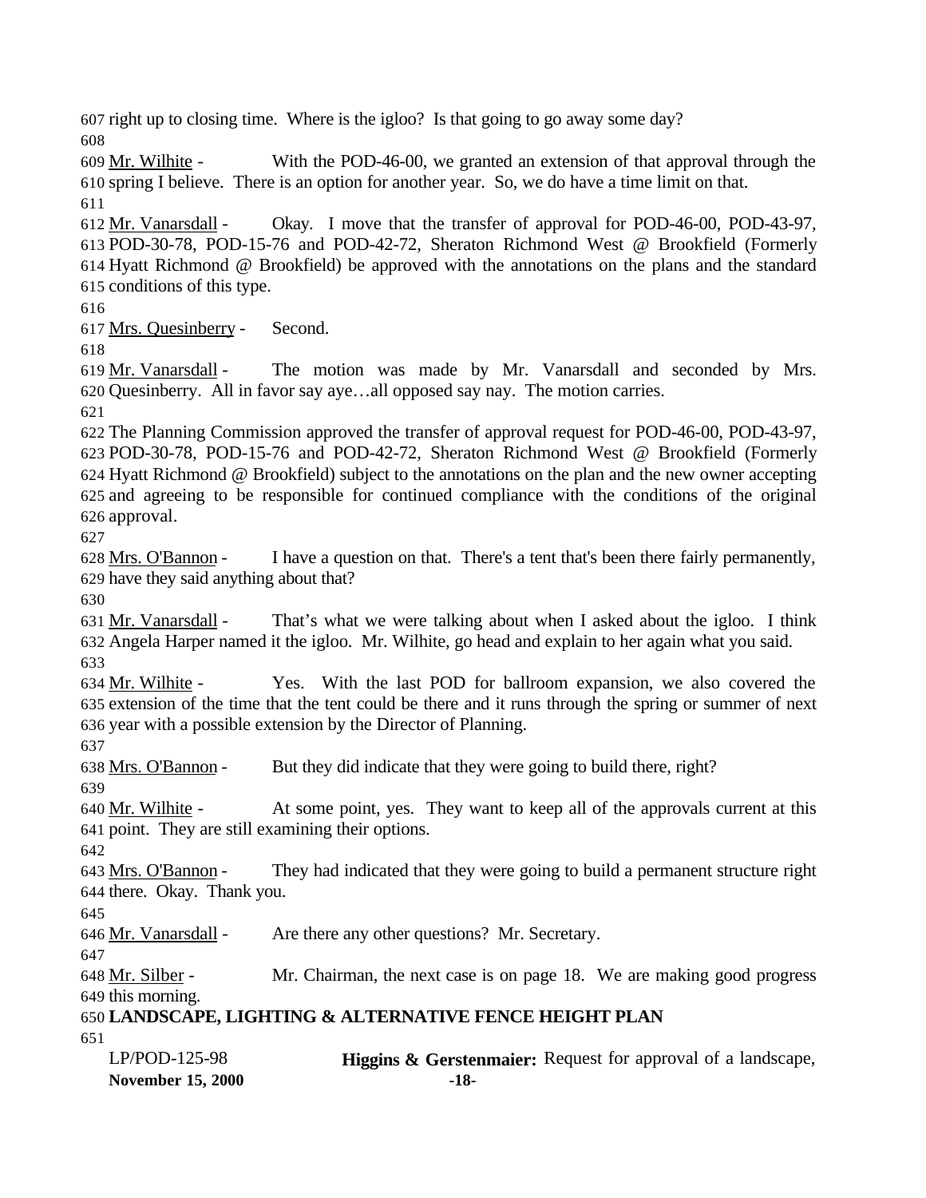right up to closing time. Where is the igloo? Is that going to go away some day?

Mr. Wilhite - With the POD-46-00, we granted an extension of that approval through the spring I believe. There is an option for another year. So, we do have a time limit on that.

Mr. Vanarsdall - Okay. I move that the transfer of approval for POD-46-00, POD-43-97, POD-30-78, POD-15-76 and POD-42-72, Sheraton Richmond West @ Brookfield (Formerly Hyatt Richmond @ Brookfield) be approved with the annotations on the plans and the standard conditions of this type.

Mrs. Quesinberry - Second.

Mr. Vanarsdall - The motion was made by Mr. Vanarsdall and seconded by Mrs. Quesinberry. All in favor say aye…all opposed say nay. The motion carries.

The Planning Commission approved the transfer of approval request for POD-46-00, POD-43-97, POD-30-78, POD-15-76 and POD-42-72, Sheraton Richmond West @ Brookfield (Formerly Hyatt Richmond @ Brookfield) subject to the annotations on the plan and the new owner accepting and agreeing to be responsible for continued compliance with the conditions of the original approval.

Mrs. O'Bannon - I have a question on that. There's a tent that's been there fairly permanently, have they said anything about that?

Mr. Vanarsdall - That's what we were talking about when I asked about the igloo. I think Angela Harper named it the igloo. Mr. Wilhite, go head and explain to her again what you said.

Mr. Wilhite - Yes. With the last POD for ballroom expansion, we also covered the extension of the time that the tent could be there and it runs through the spring or summer of next year with a possible extension by the Director of Planning.

Mrs. O'Bannon - But they did indicate that they were going to build there, right?

Mr. Wilhite - At some point, yes. They want to keep all of the approvals current at this point. They are still examining their options.

Mrs. O'Bannon - They had indicated that they were going to build a permanent structure right there. Okay. Thank you.

Mr. Vanarsdall - Are there any other questions? Mr. Secretary.

Mr. Silber - Mr. Chairman, the next case is on page 18. We are making good progress this morning.

**LANDSCAPE, LIGHTING & ALTERNATIVE FENCE HEIGHT PLAN**

LP/POD-125-98 **Higgins & Gerstenmaier:** Request for approval of a landscape,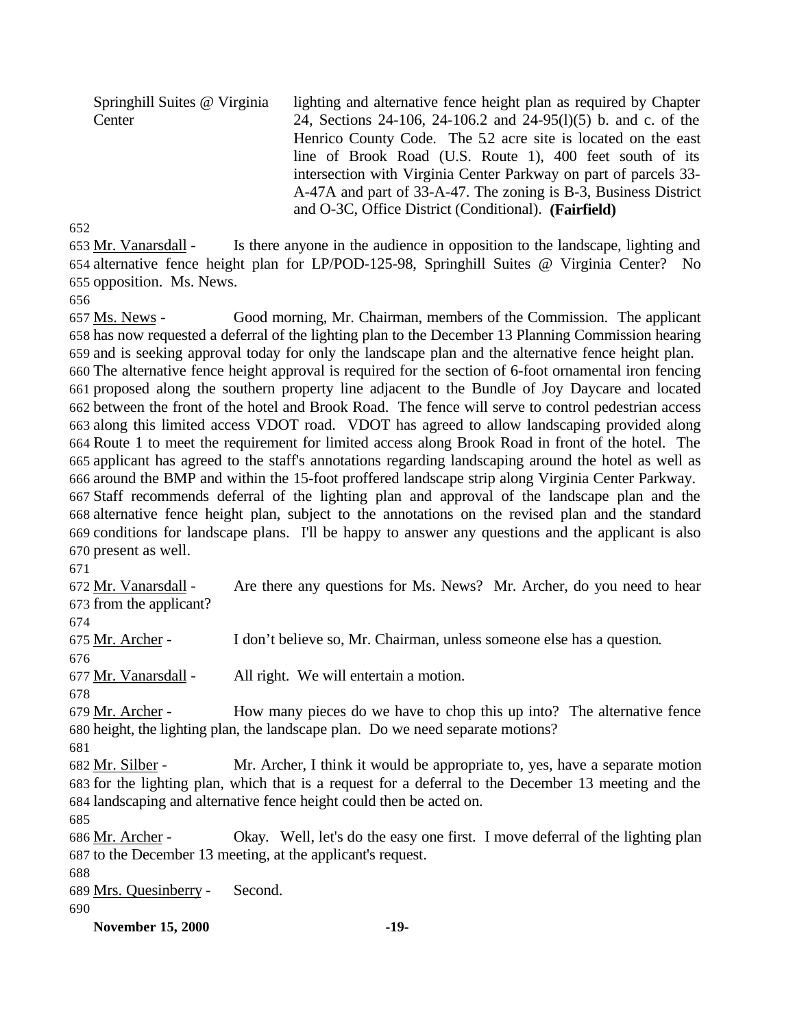| | |
|---|---|
| Springhill Suites @ Virginia Center | lighting and alternative fence height plan as required by Chapter 24, Sections 24-106, 24-106.2 and 24-95(l)(5) b. and c. of the Henrico County Code. The 5.2 acre site is located on the east line of Brook Road (U.S. Route 1), 400 feet south of its intersection with Virginia Center Parkway on part of parcels 33-A-47A and part of 33-A-47. The zoning is B-3, Business District and O-3C, Office District (Conditional). **(Fairfield)** |

652

653 Mr. Vanarsdall - Is there anyone in the audience in opposition to the landscape, lighting and 654 alternative fence height plan for LP/POD-125-98, Springhill Suites @ Virginia Center? No 655 opposition. Ms. News.

656

657 Ms. News - Good morning, Mr. Chairman, members of the Commission. The applicant 658 has now requested a deferral of the lighting plan to the December 13 Planning Commission hearing 659 and is seeking approval today for only the landscape plan and the alternative fence height plan. 660 The alternative fence height approval is required for the section of 6-foot ornamental iron fencing 661 proposed along the southern property line adjacent to the Bundle of Joy Daycare and located 662 between the front of the hotel and Brook Road. The fence will serve to control pedestrian access 663 along this limited access VDOT road. VDOT has agreed to allow landscaping provided along 664 Route 1 to meet the requirement for limited access along Brook Road in front of the hotel. The 665 applicant has agreed to the staff's annotations regarding landscaping around the hotel as well as 666 around the BMP and within the 15-foot proffered landscape strip along Virginia Center Parkway. 667 Staff recommends deferral of the lighting plan and approval of the landscape plan and the 668 alternative fence height plan, subject to the annotations on the revised plan and the standard 669 conditions for landscape plans. I'll be happy to answer any questions and the applicant is also 670 present as well.

671

672 Mr. Vanarsdall - Are there any questions for Ms. News? Mr. Archer, do you need to hear 673 from the applicant?

674

675 Mr. Archer - I don't believe so, Mr. Chairman, unless someone else has a question.

676

677 Mr. Vanarsdall - All right. We will entertain a motion.

678

679 Mr. Archer - How many pieces do we have to chop this up into? The alternative fence 680 height, the lighting plan, the landscape plan. Do we need separate motions?

681

682 Mr. Silber - Mr. Archer, I think it would be appropriate to, yes, have a separate motion 683 for the lighting plan, which that is a request for a deferral to the December 13 meeting and the 684 landscaping and alternative fence height could then be acted on.

685

686 Mr. Archer - Okay. Well, let's do the easy one first. I move deferral of the lighting plan 687 to the December 13 meeting, at the applicant's request.

688

689 Mrs. Quesinberry - Second.

690

**November 15, 2000**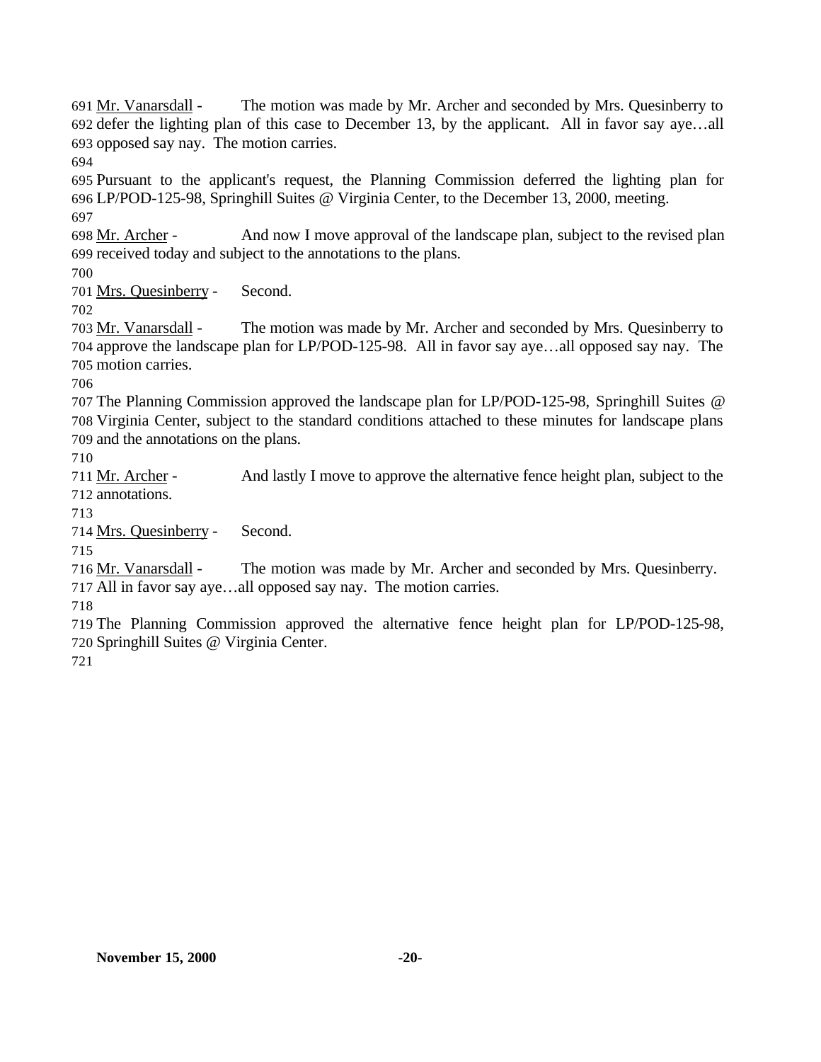Mr. Vanarsdall - The motion was made by Mr. Archer and seconded by Mrs. Quesinberry to defer the lighting plan of this case to December 13, by the applicant. All in favor say aye…all opposed say nay. The motion carries.

Pursuant to the applicant's request, the Planning Commission deferred the lighting plan for LP/POD-125-98, Springhill Suites @ Virginia Center, to the December 13, 2000, meeting.

Mr. Archer - And now I move approval of the landscape plan, subject to the revised plan received today and subject to the annotations to the plans.

Mrs. Quesinberry - Second.

Mr. Vanarsdall - The motion was made by Mr. Archer and seconded by Mrs. Quesinberry to approve the landscape plan for LP/POD-125-98. All in favor say aye…all opposed say nay. The motion carries.

The Planning Commission approved the landscape plan for LP/POD-125-98, Springhill Suites @ Virginia Center, subject to the standard conditions attached to these minutes for landscape plans and the annotations on the plans.

Mr. Archer - And lastly I move to approve the alternative fence height plan, subject to the annotations.

Mrs. Quesinberry - Second.

Mr. Vanarsdall - The motion was made by Mr. Archer and seconded by Mrs. Quesinberry. All in favor say aye…all opposed say nay. The motion carries.

The Planning Commission approved the alternative fence height plan for LP/POD-125-98, Springhill Suites @ Virginia Center.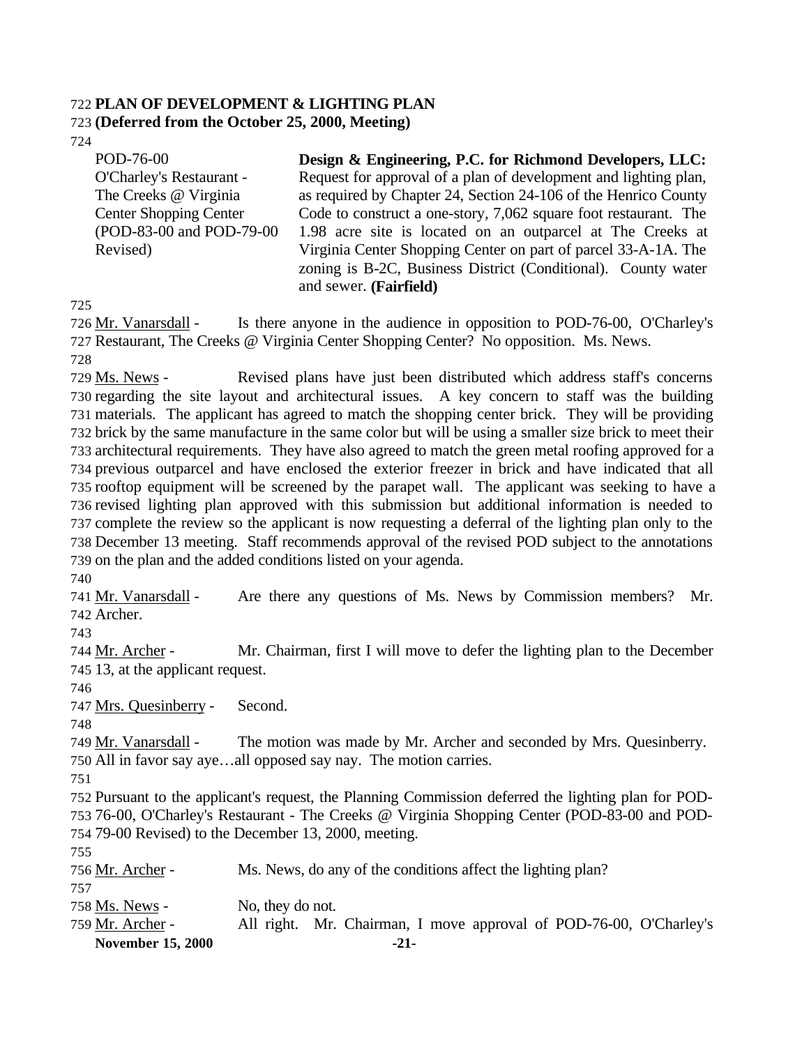**PLAN OF DEVELOPMENT & LIGHTING PLAN**
**(Deferred from the October 25, 2000, Meeting)**

| | |
|---|---|
| POD-76-00<br>O'Charley's Restaurant - The Creeks @ Virginia Center Shopping Center (POD-83-00 and POD-79-00 Revised) | **Design & Engineering, P.C. for Richmond Developers, LLC:** Request for approval of a plan of development and lighting plan, as required by Chapter 24, Section 24-106 of the Henrico County Code to construct a one-story, 7,062 square foot restaurant. The 1.98 acre site is located on an outparcel at The Creeks at Virginia Center Shopping Center on part of parcel 33-A-1A. The zoning is B-2C, Business District (Conditional). County water and sewer. **(Fairfield)** |

Mr. Vanarsdall - Is there anyone in the audience in opposition to POD-76-00, O'Charley's Restaurant, The Creeks @ Virginia Center Shopping Center? No opposition. Ms. News.

Ms. News - Revised plans have just been distributed which address staff's concerns regarding the site layout and architectural issues. A key concern to staff was the building materials. The applicant has agreed to match the shopping center brick. They will be providing brick by the same manufacture in the same color but will be using a smaller size brick to meet their architectural requirements. They have also agreed to match the green metal roofing approved for a previous outparcel and have enclosed the exterior freezer in brick and have indicated that all rooftop equipment will be screened by the parapet wall. The applicant was seeking to have a revised lighting plan approved with this submission but additional information is needed to complete the review so the applicant is now requesting a deferral of the lighting plan only to the December 13 meeting. Staff recommends approval of the revised POD subject to the annotations on the plan and the added conditions listed on your agenda.

Mr. Vanarsdall - Are there any questions of Ms. News by Commission members? Mr. Archer.

Mr. Archer - Mr. Chairman, first I will move to defer the lighting plan to the December 13, at the applicant request.

Mrs. Quesinberry - Second.

Mr. Vanarsdall - The motion was made by Mr. Archer and seconded by Mrs. Quesinberry. All in favor say aye…all opposed say nay. The motion carries.

Pursuant to the applicant's request, the Planning Commission deferred the lighting plan for POD-76-00, O'Charley's Restaurant - The Creeks @ Virginia Shopping Center (POD-83-00 and POD-79-00 Revised) to the December 13, 2000, meeting.

Mr. Archer - Ms. News, do any of the conditions affect the lighting plan?

Ms. News - No, they do not.

Mr. Archer - All right. Mr. Chairman, I move approval of POD-76-00, O'Charley's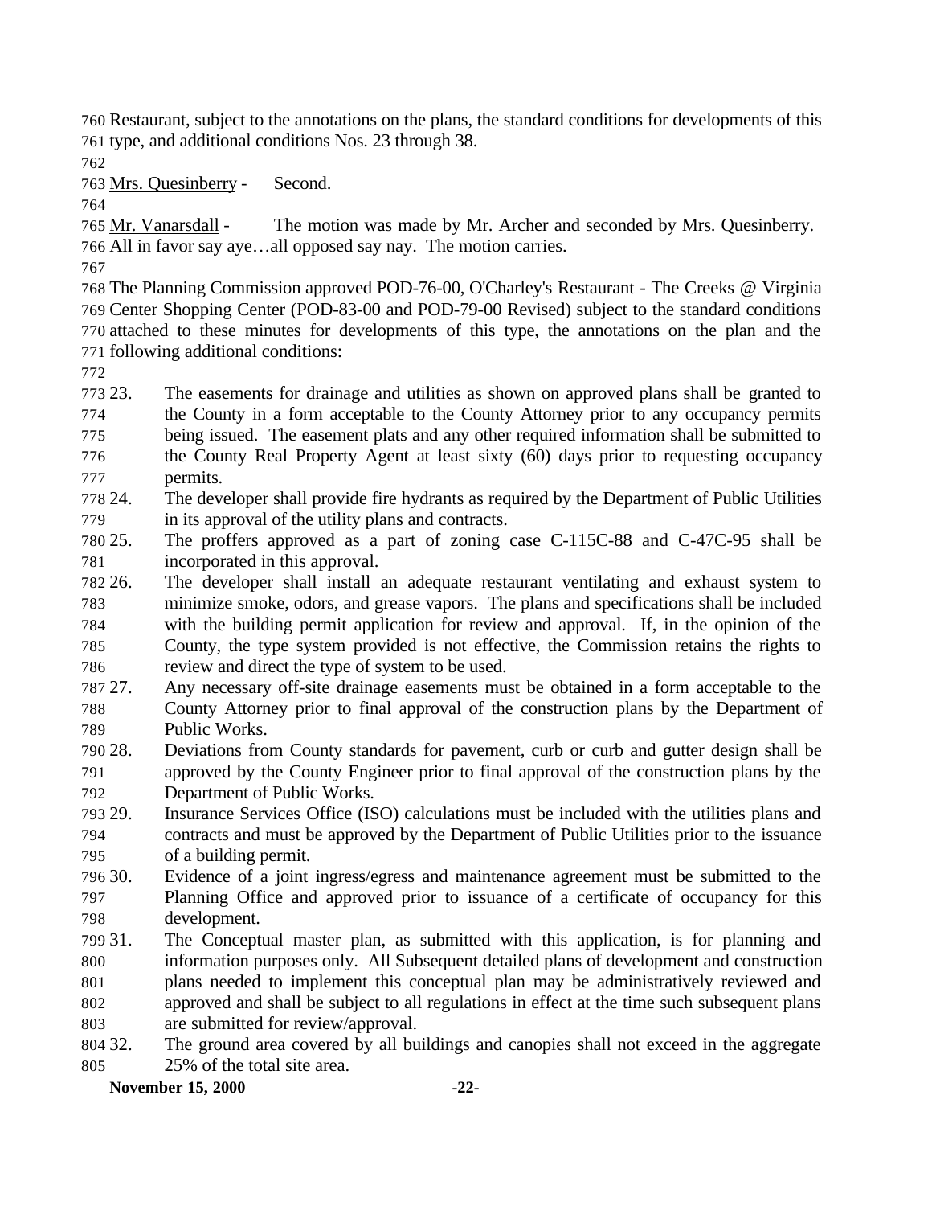Restaurant, subject to the annotations on the plans, the standard conditions for developments of this type, and additional conditions Nos. 23 through 38.

Mrs. Quesinberry - Second.

Mr. Vanarsdall - The motion was made by Mr. Archer and seconded by Mrs. Quesinberry. All in favor say aye…all opposed say nay. The motion carries.

The Planning Commission approved POD-76-00, O'Charley's Restaurant - The Creeks @ Virginia Center Shopping Center (POD-83-00 and POD-79-00 Revised) subject to the standard conditions attached to these minutes for developments of this type, the annotations on the plan and the following additional conditions:

23. The easements for drainage and utilities as shown on approved plans shall be granted to the County in a form acceptable to the County Attorney prior to any occupancy permits being issued. The easement plats and any other required information shall be submitted to the County Real Property Agent at least sixty (60) days prior to requesting occupancy permits.
24. The developer shall provide fire hydrants as required by the Department of Public Utilities in its approval of the utility plans and contracts.
25. The proffers approved as a part of zoning case C-115C-88 and C-47C-95 shall be incorporated in this approval.
26. The developer shall install an adequate restaurant ventilating and exhaust system to minimize smoke, odors, and grease vapors. The plans and specifications shall be included with the building permit application for review and approval. If, in the opinion of the County, the type system provided is not effective, the Commission retains the rights to review and direct the type of system to be used.
27. Any necessary off-site drainage easements must be obtained in a form acceptable to the County Attorney prior to final approval of the construction plans by the Department of Public Works.
28. Deviations from County standards for pavement, curb or curb and gutter design shall be approved by the County Engineer prior to final approval of the construction plans by the Department of Public Works.
29. Insurance Services Office (ISO) calculations must be included with the utilities plans and contracts and must be approved by the Department of Public Utilities prior to the issuance of a building permit.
30. Evidence of a joint ingress/egress and maintenance agreement must be submitted to the Planning Office and approved prior to issuance of a certificate of occupancy for this development.
31. The Conceptual master plan, as submitted with this application, is for planning and information purposes only. All Subsequent detailed plans of development and construction plans needed to implement this conceptual plan may be administratively reviewed and approved and shall be subject to all regulations in effect at the time such subsequent plans are submitted for review/approval.
32. The ground area covered by all buildings and canopies shall not exceed in the aggregate 25% of the total site area.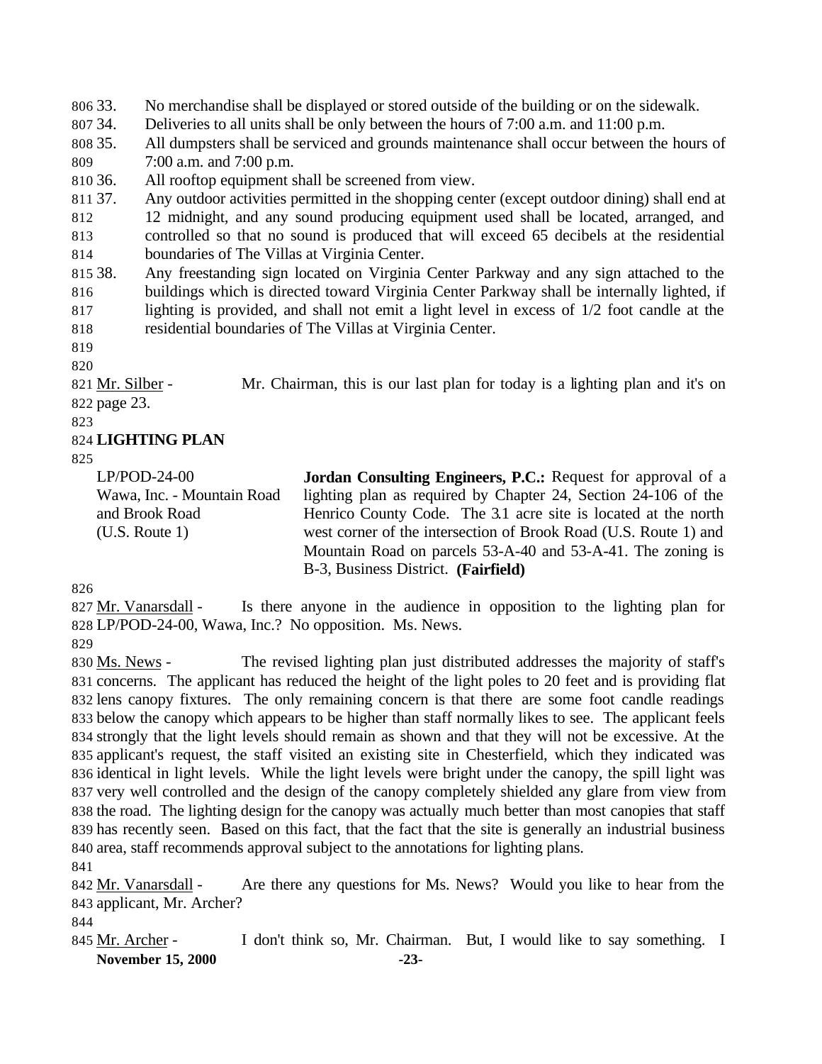33. No merchandise shall be displayed or stored outside of the building or on the sidewalk.
34. Deliveries to all units shall be only between the hours of 7:00 a.m. and 11:00 p.m.
35. All dumpsters shall be serviced and grounds maintenance shall occur between the hours of 7:00 a.m. and 7:00 p.m.
36. All rooftop equipment shall be screened from view.
37. Any outdoor activities permitted in the shopping center (except outdoor dining) shall end at 12 midnight, and any sound producing equipment used shall be located, arranged, and controlled so that no sound is produced that will exceed 65 decibels at the residential boundaries of The Villas at Virginia Center.
38. Any freestanding sign located on Virginia Center Parkway and any sign attached to the buildings which is directed toward Virginia Center Parkway shall be internally lighted, if lighting is provided, and shall not emit a light level in excess of 1/2 foot candle at the residential boundaries of The Villas at Virginia Center.

Mr. Silber - Mr. Chairman, this is our last plan for today is a lighting plan and it's on page 23.

**LIGHTING PLAN**

LP/POD-24-00
Wawa, Inc. - Mountain Road and Brook Road (U.S. Route 1)

**Jordan Consulting Engineers, P.C.:** Request for approval of a lighting plan as required by Chapter 24, Section 24-106 of the Henrico County Code. The 3.1 acre site is located at the north west corner of the intersection of Brook Road (U.S. Route 1) and Mountain Road on parcels 53-A-40 and 53-A-41. The zoning is B-3, Business District. **(Fairfield)**

Mr. Vanarsdall - Is there anyone in the audience in opposition to the lighting plan for LP/POD-24-00, Wawa, Inc.? No opposition. Ms. News.

Ms. News - The revised lighting plan just distributed addresses the majority of staff's concerns. The applicant has reduced the height of the light poles to 20 feet and is providing flat lens canopy fixtures. The only remaining concern is that there are some foot candle readings below the canopy which appears to be higher than staff normally likes to see. The applicant feels strongly that the light levels should remain as shown and that they will not be excessive. At the applicant's request, the staff visited an existing site in Chesterfield, which they indicated was identical in light levels. While the light levels were bright under the canopy, the spill light was very well controlled and the design of the canopy completely shielded any glare from view from the road. The lighting design for the canopy was actually much better than most canopies that staff has recently seen. Based on this fact, that the fact that the site is generally an industrial business area, staff recommends approval subject to the annotations for lighting plans.

Mr. Vanarsdall - Are there any questions for Ms. News? Would you like to hear from the applicant, Mr. Archer?

Mr. Archer - I don't think so, Mr. Chairman. But, I would like to say something. I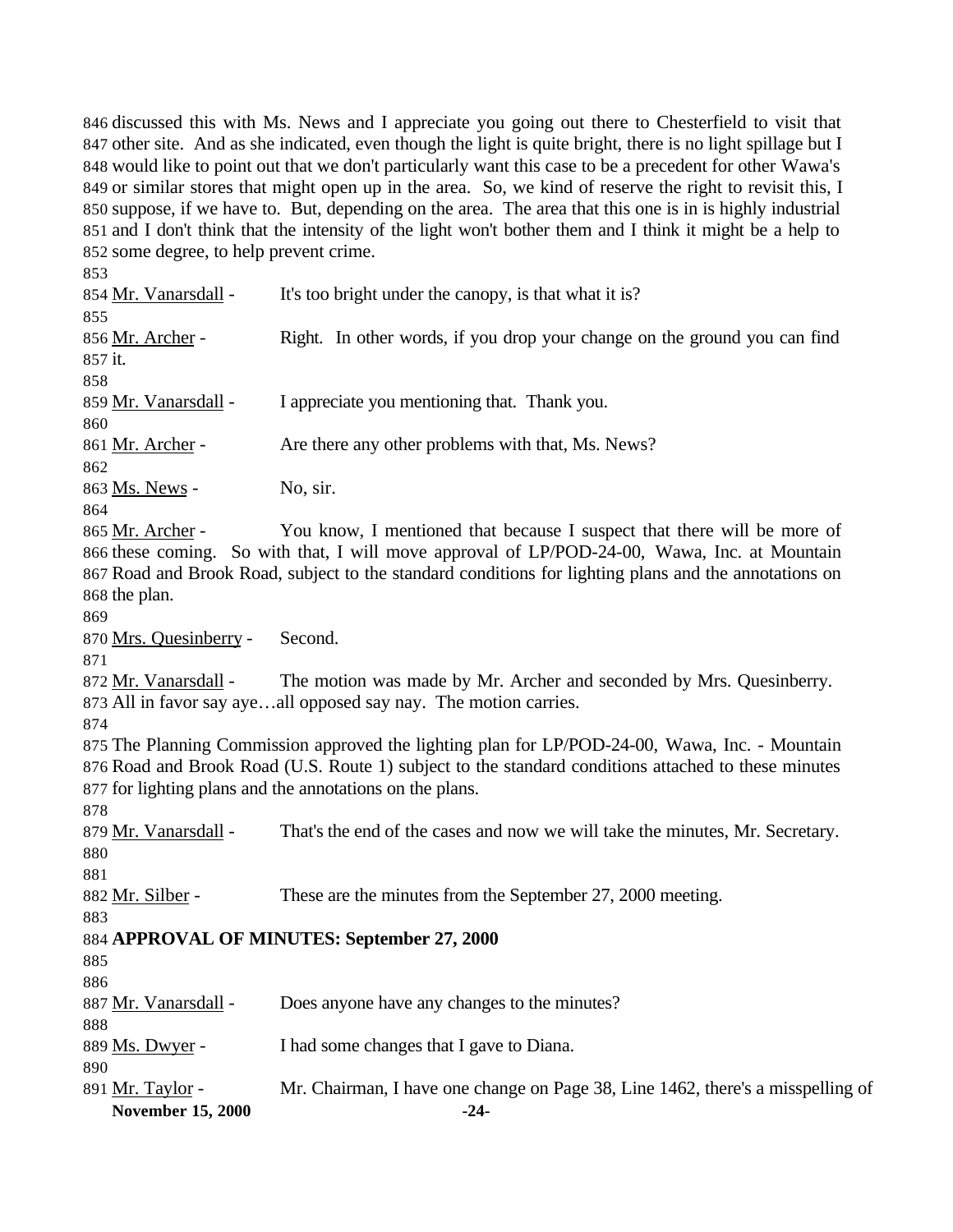discussed this with Ms. News and I appreciate you going out there to Chesterfield to visit that other site. And as she indicated, even though the light is quite bright, there is no light spillage but I would like to point out that we don't particularly want this case to be a precedent for other Wawa's or similar stores that might open up in the area. So, we kind of reserve the right to revisit this, I suppose, if we have to. But, depending on the area. The area that this one is in is highly industrial and I don't think that the intensity of the light won't bother them and I think it might be a help to some degree, to help prevent crime.

Mr. Vanarsdall - It's too bright under the canopy, is that what it is?

Mr. Archer - Right. In other words, if you drop your change on the ground you can find it.

Mr. Vanarsdall - I appreciate you mentioning that. Thank you.

Mr. Archer - Are there any other problems with that, Ms. News?

Ms. News - No, sir.

Mr. Archer - You know, I mentioned that because I suspect that there will be more of these coming. So with that, I will move approval of LP/POD-24-00, Wawa, Inc. at Mountain Road and Brook Road, subject to the standard conditions for lighting plans and the annotations on the plan.

Mrs. Quesinberry - Second.

Mr. Vanarsdall - The motion was made by Mr. Archer and seconded by Mrs. Quesinberry. All in favor say aye…all opposed say nay. The motion carries.

The Planning Commission approved the lighting plan for LP/POD-24-00, Wawa, Inc. - Mountain Road and Brook Road (U.S. Route 1) subject to the standard conditions attached to these minutes for lighting plans and the annotations on the plans.

Mr. Vanarsdall - That's the end of the cases and now we will take the minutes, Mr. Secretary.

Mr. Silber - These are the minutes from the September 27, 2000 meeting.

**APPROVAL OF MINUTES: September 27, 2000**

Mr. Vanarsdall - Does anyone have any changes to the minutes?

Ms. Dwyer - I had some changes that I gave to Diana.

Mr. Taylor - Mr. Chairman, I have one change on Page 38, Line 1462, there's a misspelling of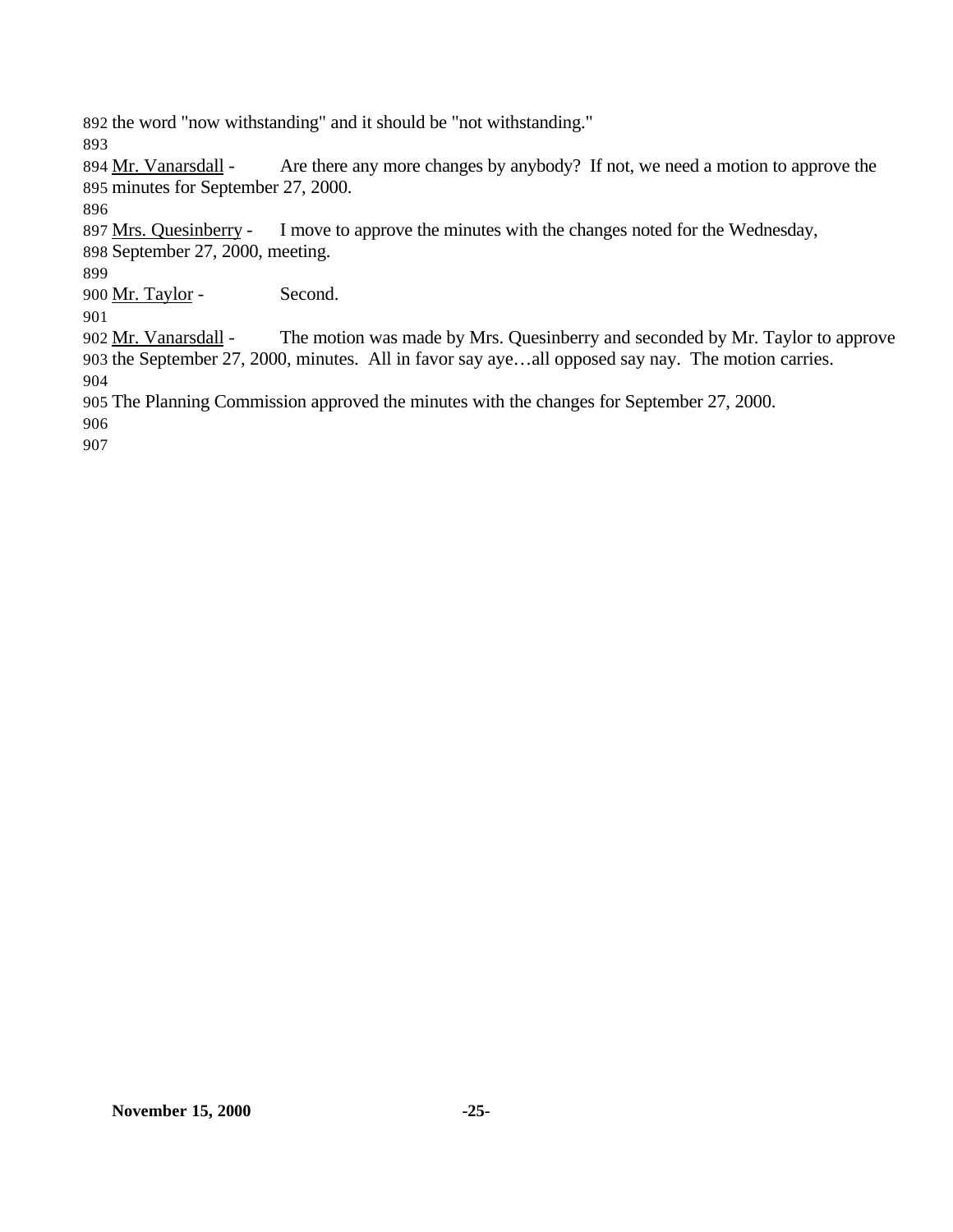the word "now withstanding" and it should be "not withstanding."

Mr. Vanarsdall - Are there any more changes by anybody? If not, we need a motion to approve the minutes for September 27, 2000.

Mrs. Quesinberry - I move to approve the minutes with the changes noted for the Wednesday, September 27, 2000, meeting.

Mr. Taylor - Second.

Mr. Vanarsdall - The motion was made by Mrs. Quesinberry and seconded by Mr. Taylor to approve the September 27, 2000, minutes. All in favor say aye…all opposed say nay. The motion carries.

The Planning Commission approved the minutes with the changes for September 27, 2000.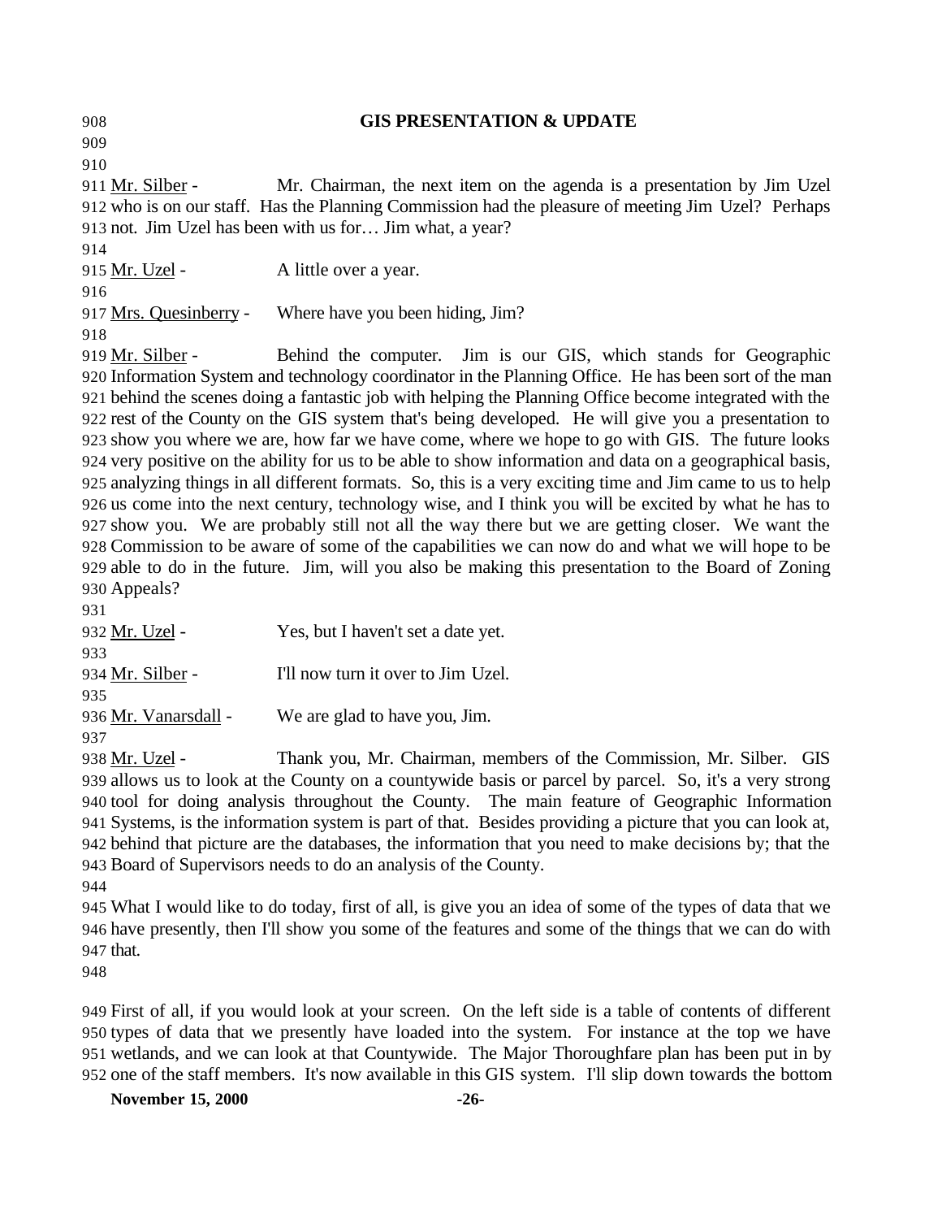## GIS PRESENTATION & UPDATE

Mr. Silber - Mr. Chairman, the next item on the agenda is a presentation by Jim Uzel who is on our staff. Has the Planning Commission had the pleasure of meeting Jim Uzel? Perhaps not. Jim Uzel has been with us for… Jim what, a year?

Mr. Uzel - A little over a year.

Mrs. Quesinberry - Where have you been hiding, Jim?

Mr. Silber - Behind the computer. Jim is our GIS, which stands for Geographic Information System and technology coordinator in the Planning Office. He has been sort of the man behind the scenes doing a fantastic job with helping the Planning Office become integrated with the rest of the County on the GIS system that's being developed. He will give you a presentation to show you where we are, how far we have come, where we hope to go with GIS. The future looks very positive on the ability for us to be able to show information and data on a geographical basis, analyzing things in all different formats. So, this is a very exciting time and Jim came to us to help us come into the next century, technology wise, and I think you will be excited by what he has to show you. We are probably still not all the way there but we are getting closer. We want the Commission to be aware of some of the capabilities we can now do and what we will hope to be able to do in the future. Jim, will you also be making this presentation to the Board of Zoning Appeals?

Mr. Uzel - Yes, but I haven't set a date yet.

Mr. Silber - I'll now turn it over to Jim Uzel.

Mr. Vanarsdall - We are glad to have you, Jim.

Mr. Uzel - Thank you, Mr. Chairman, members of the Commission, Mr. Silber. GIS allows us to look at the County on a countywide basis or parcel by parcel. So, it's a very strong tool for doing analysis throughout the County. The main feature of Geographic Information Systems, is the information system is part of that. Besides providing a picture that you can look at, behind that picture are the databases, the information that you need to make decisions by; that the Board of Supervisors needs to do an analysis of the County.

What I would like to do today, first of all, is give you an idea of some of the types of data that we have presently, then I'll show you some of the features and some of the things that we can do with that.

First of all, if you would look at your screen. On the left side is a table of contents of different types of data that we presently have loaded into the system. For instance at the top we have wetlands, and we can look at that Countywide. The Major Thoroughfare plan has been put in by one of the staff members. It's now available in this GIS system. I'll slip down towards the bottom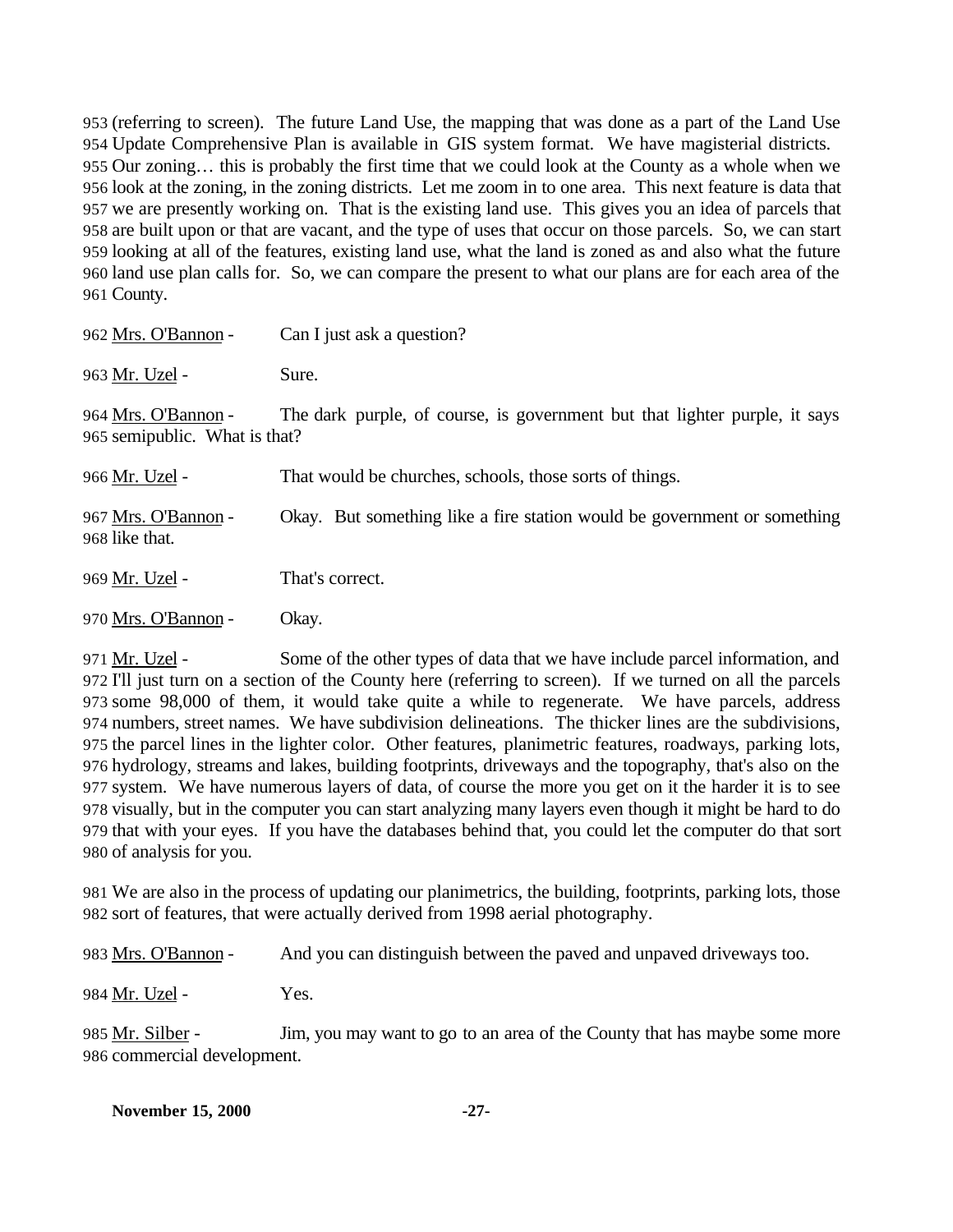953 (referring to screen). The future Land Use, the mapping that was done as a part of the Land Use
954 Update Comprehensive Plan is available in GIS system format. We have magisterial districts.
955 Our zoning… this is probably the first time that we could look at the County as a whole when we
956 look at the zoning, in the zoning districts. Let me zoom in to one area. This next feature is data that
957 we are presently working on. That is the existing land use. This gives you an idea of parcels that
958 are built upon or that are vacant, and the type of uses that occur on those parcels. So, we can start
959 looking at all of the features, existing land use, what the land is zoned as and also what the future
960 land use plan calls for. So, we can compare the present to what our plans are for each area of the
961 County.

962 Mrs. O'Bannon - Can I just ask a question?

963 Mr. Uzel - Sure.

964 Mrs. O'Bannon - The dark purple, of course, is government but that lighter purple, it says
965 semipublic. What is that?

966 Mr. Uzel - That would be churches, schools, those sorts of things.

967 Mrs. O'Bannon - Okay. But something like a fire station would be government or something
968 like that.

969 Mr. Uzel - That's correct.

970 Mrs. O'Bannon - Okay.

971 Mr. Uzel - Some of the other types of data that we have include parcel information, and
972 I'll just turn on a section of the County here (referring to screen). If we turned on all the parcels
973 some 98,000 of them, it would take quite a while to regenerate. We have parcels, address
974 numbers, street names. We have subdivision delineations. The thicker lines are the subdivisions,
975 the parcel lines in the lighter color. Other features, planimetric features, roadways, parking lots,
976 hydrology, streams and lakes, building footprints, driveways and the topography, that's also on the
977 system. We have numerous layers of data, of course the more you get on it the harder it is to see
978 visually, but in the computer you can start analyzing many layers even though it might be hard to do
979 that with your eyes. If you have the databases behind that, you could let the computer do that sort
980 of analysis for you.

981 We are also in the process of updating our planimetrics, the building, footprints, parking lots, those
982 sort of features, that were actually derived from 1998 aerial photography.

983 Mrs. O'Bannon - And you can distinguish between the paved and unpaved driveways too.

984 Mr. Uzel - Yes.

985 Mr. Silber - Jim, you may want to go to an area of the County that has maybe some more
986 commercial development.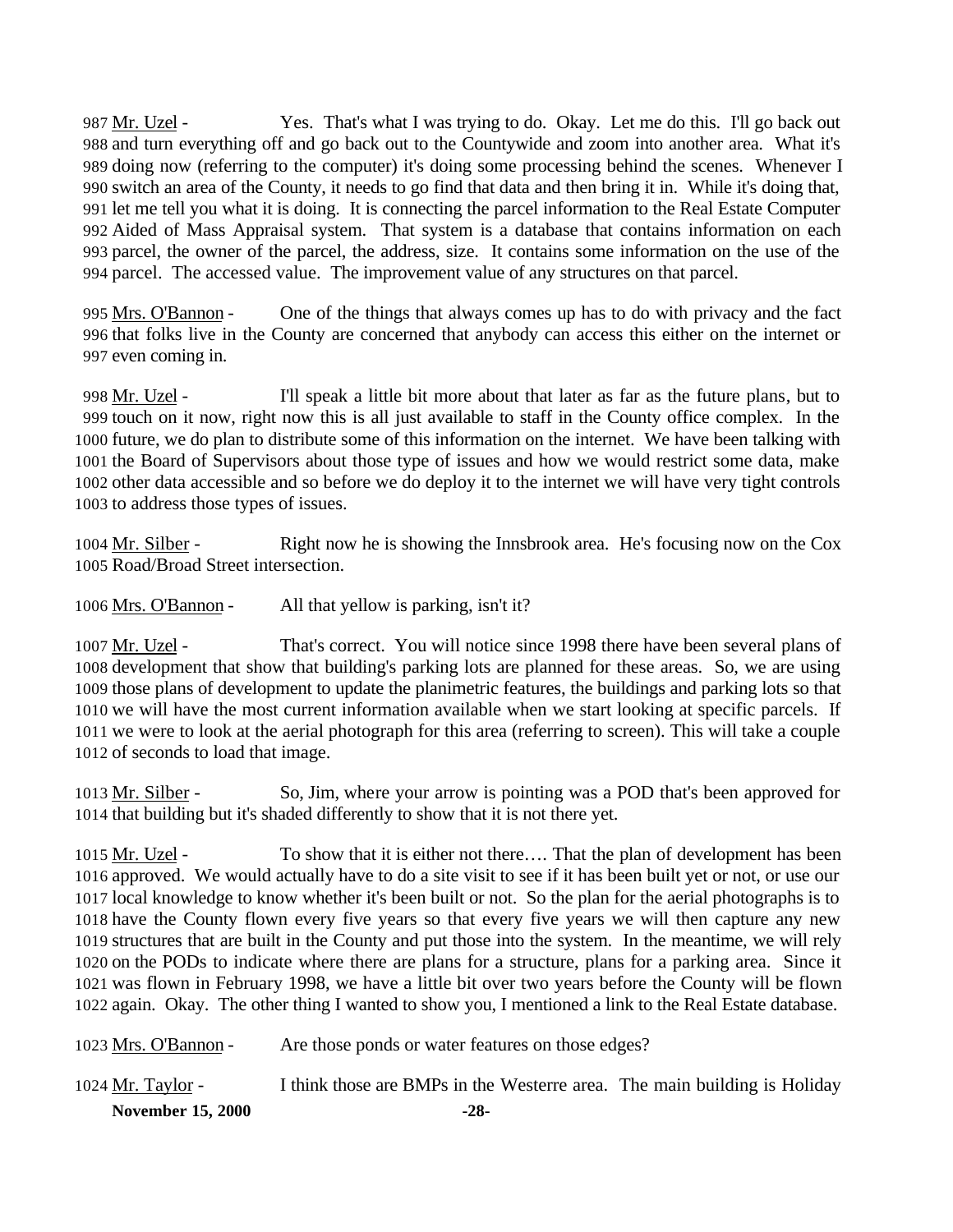987 Mr. Uzel - Yes. That's what I was trying to do. Okay. Let me do this. I'll go back out 988 and turn everything off and go back out to the Countywide and zoom into another area. What it's 989 doing now (referring to the computer) it's doing some processing behind the scenes. Whenever I 990 switch an area of the County, it needs to go find that data and then bring it in. While it's doing that, 991 let me tell you what it is doing. It is connecting the parcel information to the Real Estate Computer 992 Aided of Mass Appraisal system. That system is a database that contains information on each 993 parcel, the owner of the parcel, the address, size. It contains some information on the use of the 994 parcel. The accessed value. The improvement value of any structures on that parcel.

995 Mrs. O'Bannon - One of the things that always comes up has to do with privacy and the fact 996 that folks live in the County are concerned that anybody can access this either on the internet or 997 even coming in.

998 Mr. Uzel - I'll speak a little bit more about that later as far as the future plans, but to 999 touch on it now, right now this is all just available to staff in the County office complex. In the 1000 future, we do plan to distribute some of this information on the internet. We have been talking with 1001 the Board of Supervisors about those type of issues and how we would restrict some data, make 1002 other data accessible and so before we do deploy it to the internet we will have very tight controls 1003 to address those types of issues.

1004 Mr. Silber - Right now he is showing the Innsbrook area. He's focusing now on the Cox 1005 Road/Broad Street intersection.

1006 Mrs. O'Bannon - All that yellow is parking, isn't it?

1007 Mr. Uzel - That's correct. You will notice since 1998 there have been several plans of 1008 development that show that building's parking lots are planned for these areas. So, we are using 1009 those plans of development to update the planimetric features, the buildings and parking lots so that 1010 we will have the most current information available when we start looking at specific parcels. If 1011 we were to look at the aerial photograph for this area (referring to screen). This will take a couple 1012 of seconds to load that image.

1013 Mr. Silber - So, Jim, where your arrow is pointing was a POD that's been approved for 1014 that building but it's shaded differently to show that it is not there yet.

1015 Mr. Uzel - To show that it is either not there…. That the plan of development has been 1016 approved. We would actually have to do a site visit to see if it has been built yet or not, or use our 1017 local knowledge to know whether it's been built or not. So the plan for the aerial photographs is to 1018 have the County flown every five years so that every five years we will then capture any new 1019 structures that are built in the County and put those into the system. In the meantime, we will rely 1020 on the PODs to indicate where there are plans for a structure, plans for a parking area. Since it 1021 was flown in February 1998, we have a little bit over two years before the County will be flown 1022 again. Okay. The other thing I wanted to show you, I mentioned a link to the Real Estate database.

1023 Mrs. O'Bannon - Are those ponds or water features on those edges?

1024 Mr. Taylor - I think those are BMPs in the Westerre area. The main building is Holiday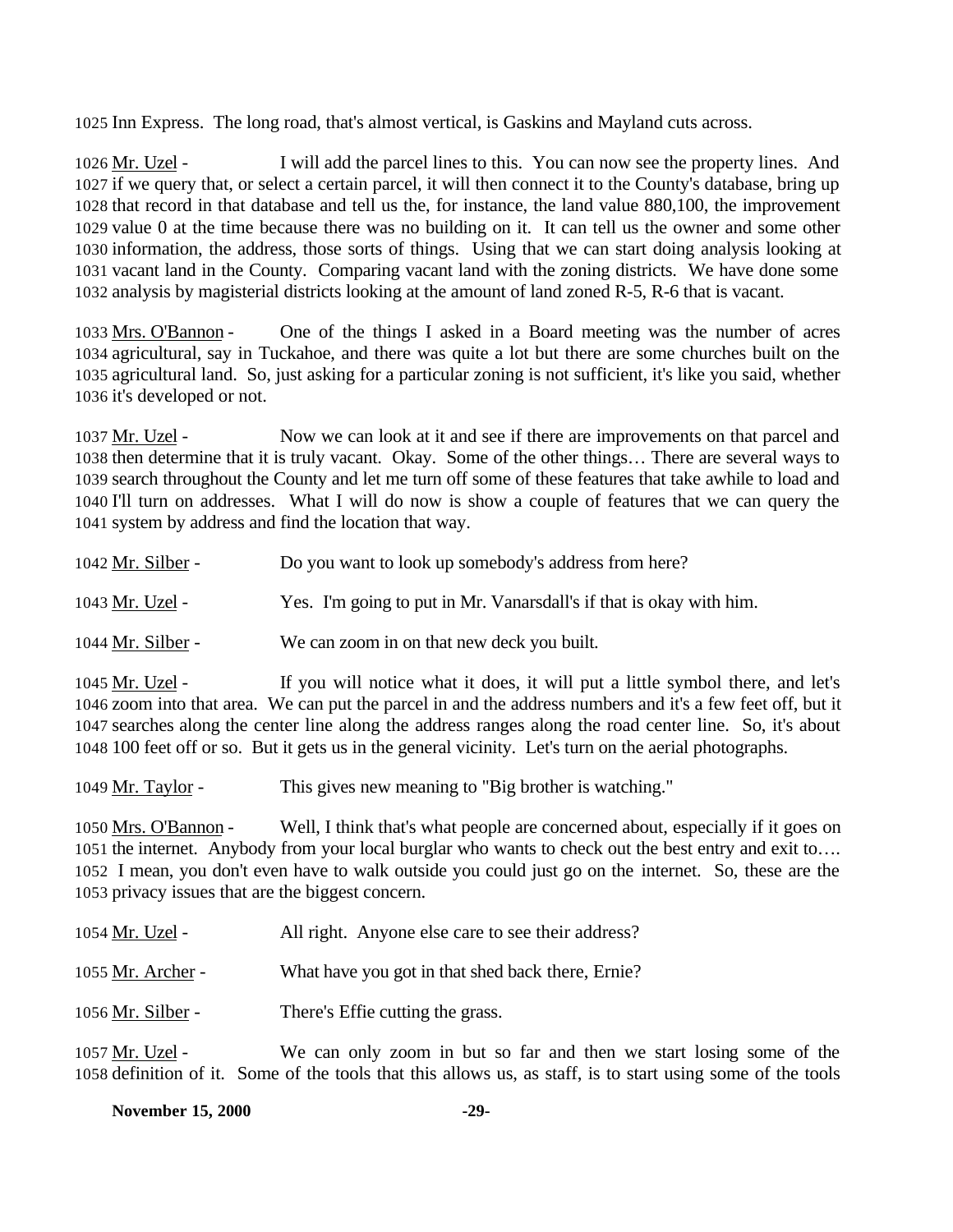1025 Inn Express. The long road, that's almost vertical, is Gaskins and Mayland cuts across.

1026 Mr. Uzel - I will add the parcel lines to this. You can now see the property lines. And 1027 if we query that, or select a certain parcel, it will then connect it to the County's database, bring up 1028 that record in that database and tell us the, for instance, the land value 880,100, the improvement 1029 value 0 at the time because there was no building on it. It can tell us the owner and some other 1030 information, the address, those sorts of things. Using that we can start doing analysis looking at 1031 vacant land in the County. Comparing vacant land with the zoning districts. We have done some 1032 analysis by magisterial districts looking at the amount of land zoned R-5, R-6 that is vacant.

1033 Mrs. O'Bannon - One of the things I asked in a Board meeting was the number of acres 1034 agricultural, say in Tuckahoe, and there was quite a lot but there are some churches built on the 1035 agricultural land. So, just asking for a particular zoning is not sufficient, it's like you said, whether 1036 it's developed or not.

1037 Mr. Uzel - Now we can look at it and see if there are improvements on that parcel and 1038 then determine that it is truly vacant. Okay. Some of the other things… There are several ways to 1039 search throughout the County and let me turn off some of these features that take awhile to load and 1040 I'll turn on addresses. What I will do now is show a couple of features that we can query the 1041 system by address and find the location that way.

1042 Mr. Silber - Do you want to look up somebody's address from here?

1043 Mr. Uzel - Yes. I'm going to put in Mr. Vanarsdall's if that is okay with him.

1044 Mr. Silber - We can zoom in on that new deck you built.

1045 Mr. Uzel - If you will notice what it does, it will put a little symbol there, and let's 1046 zoom into that area. We can put the parcel in and the address numbers and it's a few feet off, but it 1047 searches along the center line along the address ranges along the road center line. So, it's about 1048 100 feet off or so. But it gets us in the general vicinity. Let's turn on the aerial photographs.

1049 Mr. Taylor - This gives new meaning to "Big brother is watching."

1050 Mrs. O'Bannon - Well, I think that's what people are concerned about, especially if it goes on 1051 the internet. Anybody from your local burglar who wants to check out the best entry and exit to…. 1052 I mean, you don't even have to walk outside you could just go on the internet. So, these are the 1053 privacy issues that are the biggest concern.

1054 Mr. Uzel - All right. Anyone else care to see their address?

1055 Mr. Archer - What have you got in that shed back there, Ernie?

1056 Mr. Silber - There's Effie cutting the grass.

1057 Mr. Uzel - We can only zoom in but so far and then we start losing some of the 1058 definition of it. Some of the tools that this allows us, as staff, is to start using some of the tools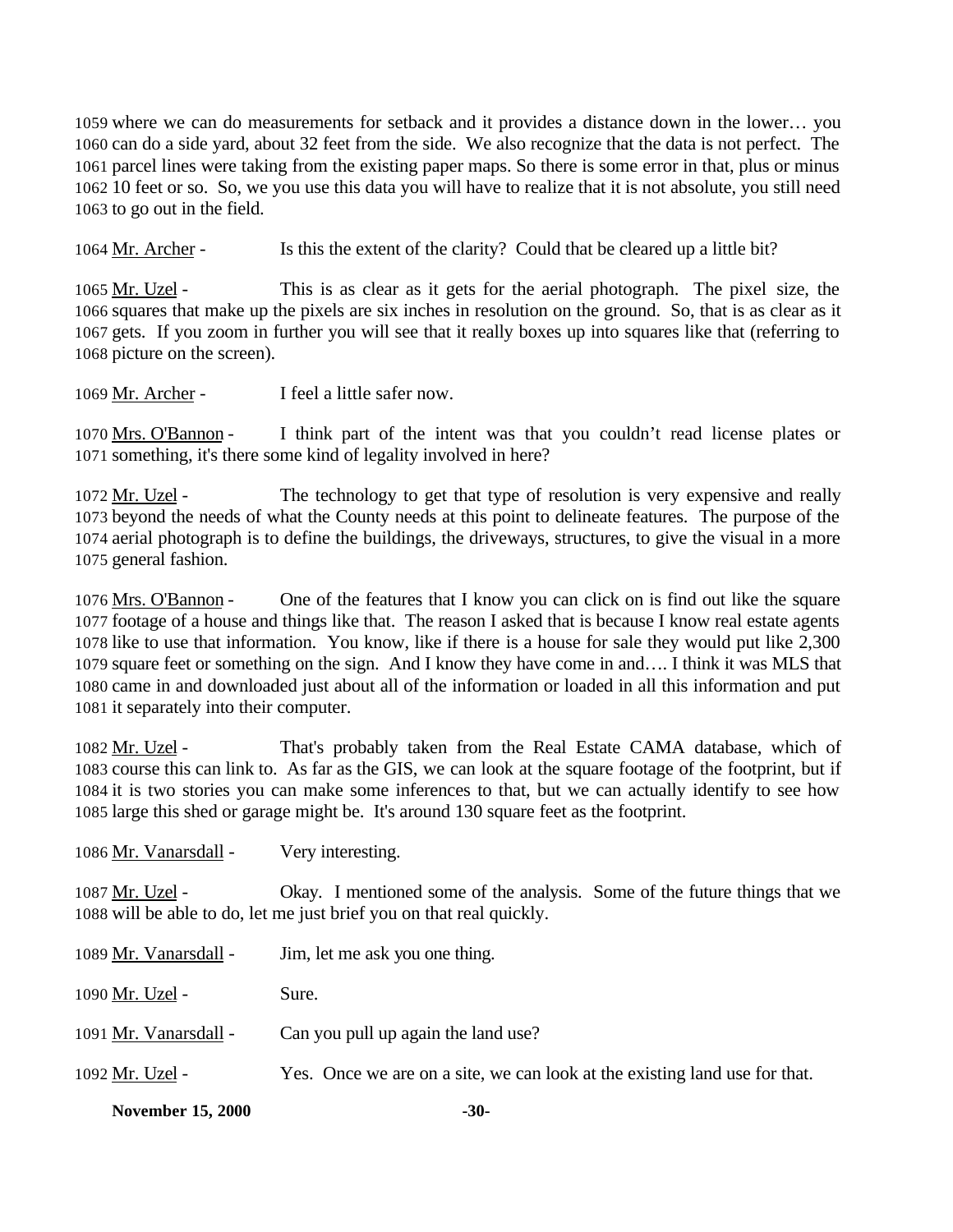1059 where we can do measurements for setback and it provides a distance down in the lower… you
1060 can do a side yard, about 32 feet from the side. We also recognize that the data is not perfect. The
1061 parcel lines were taking from the existing paper maps. So there is some error in that, plus or minus
1062 10 feet or so. So, we you use this data you will have to realize that it is not absolute, you still need
1063 to go out in the field.

1064 Mr. Archer - Is this the extent of the clarity? Could that be cleared up a little bit?

1065 Mr. Uzel - This is as clear as it gets for the aerial photograph. The pixel size, the
1066 squares that make up the pixels are six inches in resolution on the ground. So, that is as clear as it
1067 gets. If you zoom in further you will see that it really boxes up into squares like that (referring to
1068 picture on the screen).

1069 Mr. Archer - I feel a little safer now.

1070 Mrs. O'Bannon - I think part of the intent was that you couldn't read license plates or
1071 something, it's there some kind of legality involved in here?

1072 Mr. Uzel - The technology to get that type of resolution is very expensive and really
1073 beyond the needs of what the County needs at this point to delineate features. The purpose of the
1074 aerial photograph is to define the buildings, the driveways, structures, to give the visual in a more
1075 general fashion.

1076 Mrs. O'Bannon - One of the features that I know you can click on is find out like the square
1077 footage of a house and things like that. The reason I asked that is because I know real estate agents
1078 like to use that information. You know, like if there is a house for sale they would put like 2,300
1079 square feet or something on the sign. And I know they have come in and…. I think it was MLS that
1080 came in and downloaded just about all of the information or loaded in all this information and put
1081 it separately into their computer.

1082 Mr. Uzel - That's probably taken from the Real Estate CAMA database, which of
1083 course this can link to. As far as the GIS, we can look at the square footage of the footprint, but if
1084 it is two stories you can make some inferences to that, but we can actually identify to see how
1085 large this shed or garage might be. It's around 130 square feet as the footprint.

1086 Mr. Vanarsdall - Very interesting.

1087 Mr. Uzel - Okay. I mentioned some of the analysis. Some of the future things that we
1088 will be able to do, let me just brief you on that real quickly.

1089 Mr. Vanarsdall - Jim, let me ask you one thing.

1090 Mr. Uzel - Sure.

1091 Mr. Vanarsdall - Can you pull up again the land use?

1092 Mr. Uzel - Yes. Once we are on a site, we can look at the existing land use for that.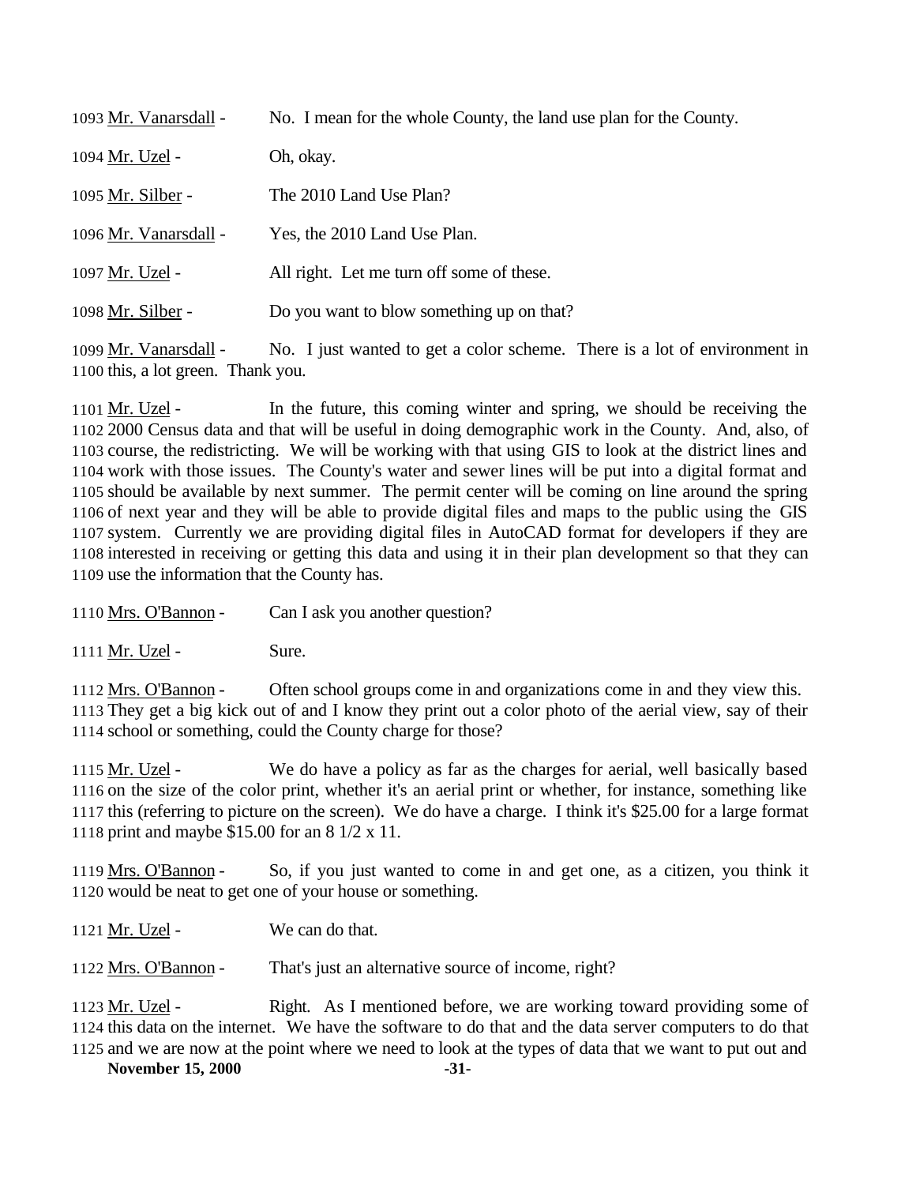1093 Mr. Vanarsdall - No. I mean for the whole County, the land use plan for the County.

1094 Mr. Uzel - Oh, okay.

1095 Mr. Silber - The 2010 Land Use Plan?

1096 Mr. Vanarsdall - Yes, the 2010 Land Use Plan.

1097 Mr. Uzel - All right. Let me turn off some of these.

1098 Mr. Silber - Do you want to blow something up on that?

1099 Mr. Vanarsdall - No. I just wanted to get a color scheme. There is a lot of environment in
1100 this, a lot green. Thank you.

1101 Mr. Uzel - In the future, this coming winter and spring, we should be receiving the
1102 2000 Census data and that will be useful in doing demographic work in the County. And, also, of
1103 course, the redistricting. We will be working with that using GIS to look at the district lines and
1104 work with those issues. The County's water and sewer lines will be put into a digital format and
1105 should be available by next summer. The permit center will be coming on line around the spring
1106 of next year and they will be able to provide digital files and maps to the public using the GIS
1107 system. Currently we are providing digital files in AutoCAD format for developers if they are
1108 interested in receiving or getting this data and using it in their plan development so that they can
1109 use the information that the County has.

1110 Mrs. O'Bannon - Can I ask you another question?

1111 Mr. Uzel - Sure.

1112 Mrs. O'Bannon - Often school groups come in and organizations come in and they view this.
1113 They get a big kick out of and I know they print out a color photo of the aerial view, say of their
1114 school or something, could the County charge for those?

1115 Mr. Uzel - We do have a policy as far as the charges for aerial, well basically based
1116 on the size of the color print, whether it's an aerial print or whether, for instance, something like
1117 this (referring to picture on the screen). We do have a charge. I think it's $25.00 for a large format
1118 print and maybe $15.00 for an 8 1/2 x 11.

1119 Mrs. O'Bannon - So, if you just wanted to come in and get one, as a citizen, you think it
1120 would be neat to get one of your house or something.

1121 Mr. Uzel - We can do that.

1122 Mrs. O'Bannon - That's just an alternative source of income, right?

1123 Mr. Uzel - Right. As I mentioned before, we are working toward providing some of
1124 this data on the internet. We have the software to do that and the data server computers to do that
1125 and we are now at the point where we need to look at the types of data that we want to put out and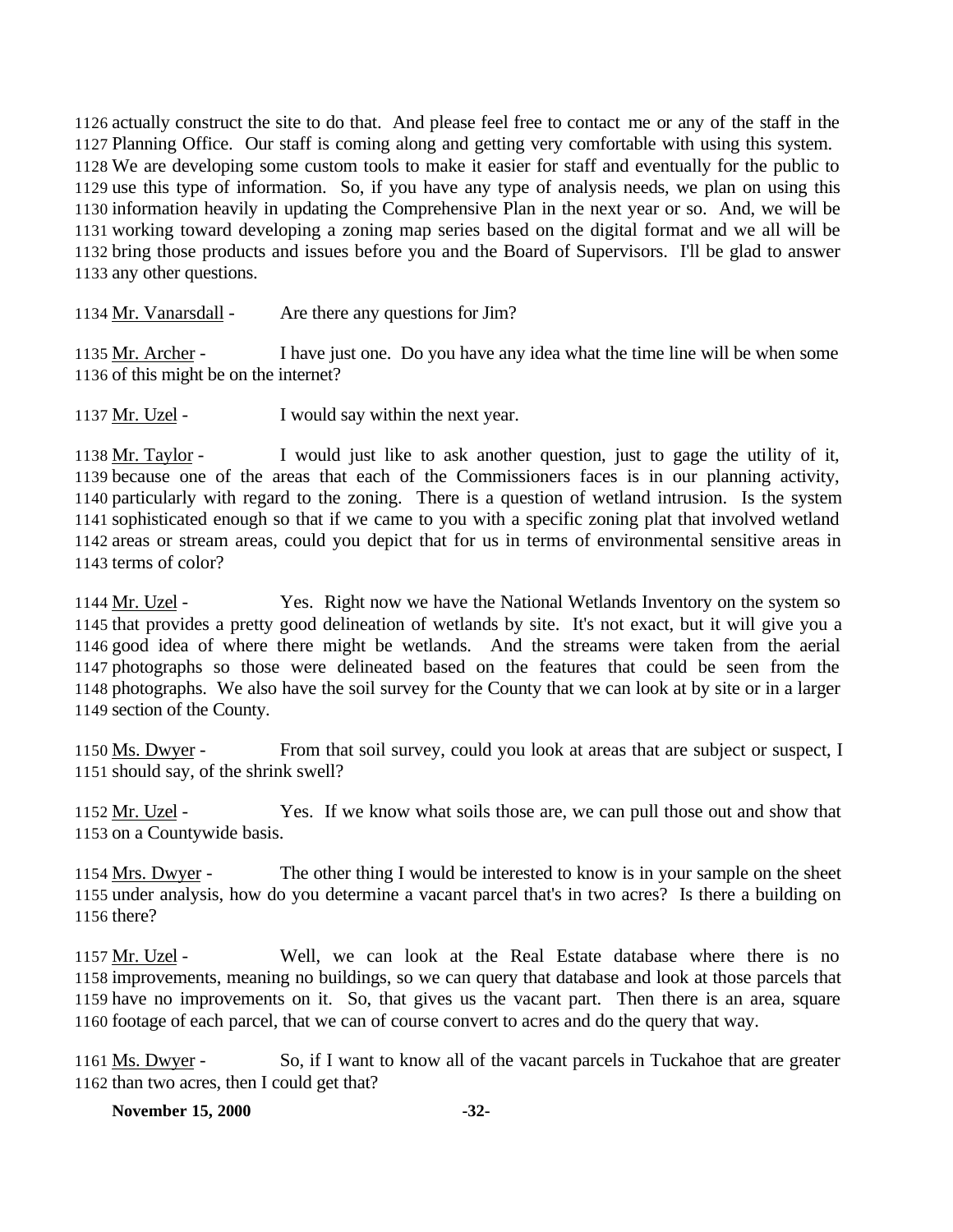1126 actually construct the site to do that. And please feel free to contact me or any of the staff in the 1127 Planning Office. Our staff is coming along and getting very comfortable with using this system. 1128 We are developing some custom tools to make it easier for staff and eventually for the public to 1129 use this type of information. So, if you have any type of analysis needs, we plan on using this 1130 information heavily in updating the Comprehensive Plan in the next year or so. And, we will be 1131 working toward developing a zoning map series based on the digital format and we all will be 1132 bring those products and issues before you and the Board of Supervisors. I'll be glad to answer 1133 any other questions.

1134 Mr. Vanarsdall - Are there any questions for Jim?

1135 Mr. Archer - I have just one. Do you have any idea what the time line will be when some 1136 of this might be on the internet?

1137 Mr. Uzel - I would say within the next year.

1138 Mr. Taylor - I would just like to ask another question, just to gage the utility of it, 1139 because one of the areas that each of the Commissioners faces is in our planning activity, 1140 particularly with regard to the zoning. There is a question of wetland intrusion. Is the system 1141 sophisticated enough so that if we came to you with a specific zoning plat that involved wetland 1142 areas or stream areas, could you depict that for us in terms of environmental sensitive areas in 1143 terms of color?

1144 Mr. Uzel - Yes. Right now we have the National Wetlands Inventory on the system so 1145 that provides a pretty good delineation of wetlands by site. It's not exact, but it will give you a 1146 good idea of where there might be wetlands. And the streams were taken from the aerial 1147 photographs so those were delineated based on the features that could be seen from the 1148 photographs. We also have the soil survey for the County that we can look at by site or in a larger 1149 section of the County.

1150 Ms. Dwyer - From that soil survey, could you look at areas that are subject or suspect, I 1151 should say, of the shrink swell?

1152 Mr. Uzel - Yes. If we know what soils those are, we can pull those out and show that 1153 on a Countywide basis.

1154 Mrs. Dwyer - The other thing I would be interested to know is in your sample on the sheet 1155 under analysis, how do you determine a vacant parcel that's in two acres? Is there a building on 1156 there?

1157 Mr. Uzel - Well, we can look at the Real Estate database where there is no 1158 improvements, meaning no buildings, so we can query that database and look at those parcels that 1159 have no improvements on it. So, that gives us the vacant part. Then there is an area, square 1160 footage of each parcel, that we can of course convert to acres and do the query that way.

1161 Ms. Dwyer - So, if I want to know all of the vacant parcels in Tuckahoe that are greater 1162 than two acres, then I could get that?

**November 15, 2000**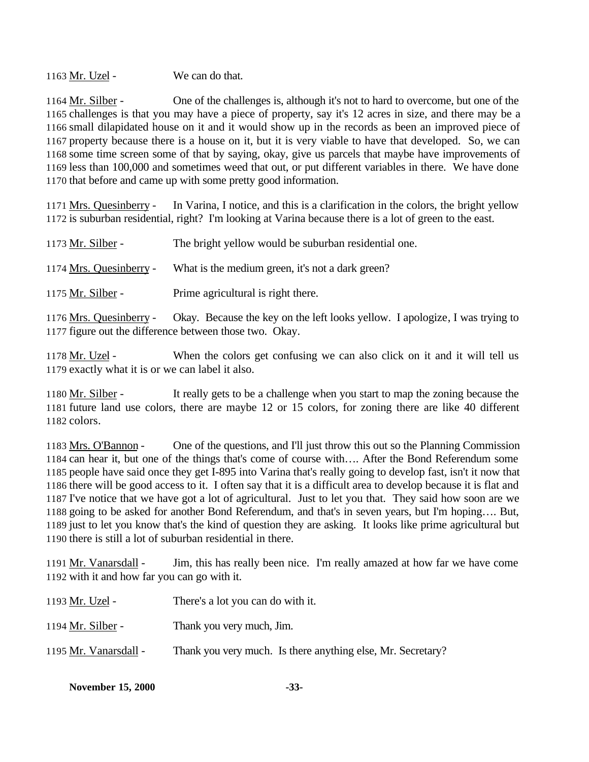1163 Mr. Uzel - We can do that.

1164 Mr. Silber - One of the challenges is, although it's not to hard to overcome, but one of the 1165 challenges is that you may have a piece of property, say it's 12 acres in size, and there may be a 1166 small dilapidated house on it and it would show up in the records as been an improved piece of 1167 property because there is a house on it, but it is very viable to have that developed. So, we can 1168 some time screen some of that by saying, okay, give us parcels that maybe have improvements of 1169 less than 100,000 and sometimes weed that out, or put different variables in there. We have done 1170 that before and came up with some pretty good information.

1171 Mrs. Quesinberry - In Varina, I notice, and this is a clarification in the colors, the bright yellow 1172 is suburban residential, right? I'm looking at Varina because there is a lot of green to the east.

1173 Mr. Silber - The bright yellow would be suburban residential one.

1174 Mrs. Quesinberry - What is the medium green, it's not a dark green?

1175 Mr. Silber - Prime agricultural is right there.

1176 Mrs. Quesinberry - Okay. Because the key on the left looks yellow. I apologize, I was trying to 1177 figure out the difference between those two. Okay.

1178 Mr. Uzel - When the colors get confusing we can also click on it and it will tell us 1179 exactly what it is or we can label it also.

1180 Mr. Silber - It really gets to be a challenge when you start to map the zoning because the 1181 future land use colors, there are maybe 12 or 15 colors, for zoning there are like 40 different 1182 colors.

1183 Mrs. O'Bannon - One of the questions, and I'll just throw this out so the Planning Commission 1184 can hear it, but one of the things that's come of course with…. After the Bond Referendum some 1185 people have said once they get I-895 into Varina that's really going to develop fast, isn't it now that 1186 there will be good access to it. I often say that it is a difficult area to develop because it is flat and 1187 I've notice that we have got a lot of agricultural. Just to let you that. They said how soon are we 1188 going to be asked for another Bond Referendum, and that's in seven years, but I'm hoping…. But, 1189 just to let you know that's the kind of question they are asking. It looks like prime agricultural but 1190 there is still a lot of suburban residential in there.

1191 Mr. Vanarsdall - Jim, this has really been nice. I'm really amazed at how far we have come 1192 with it and how far you can go with it.

1193 Mr. Uzel - There's a lot you can do with it.

1194 Mr. Silber - Thank you very much, Jim.

1195 Mr. Vanarsdall - Thank you very much. Is there anything else, Mr. Secretary?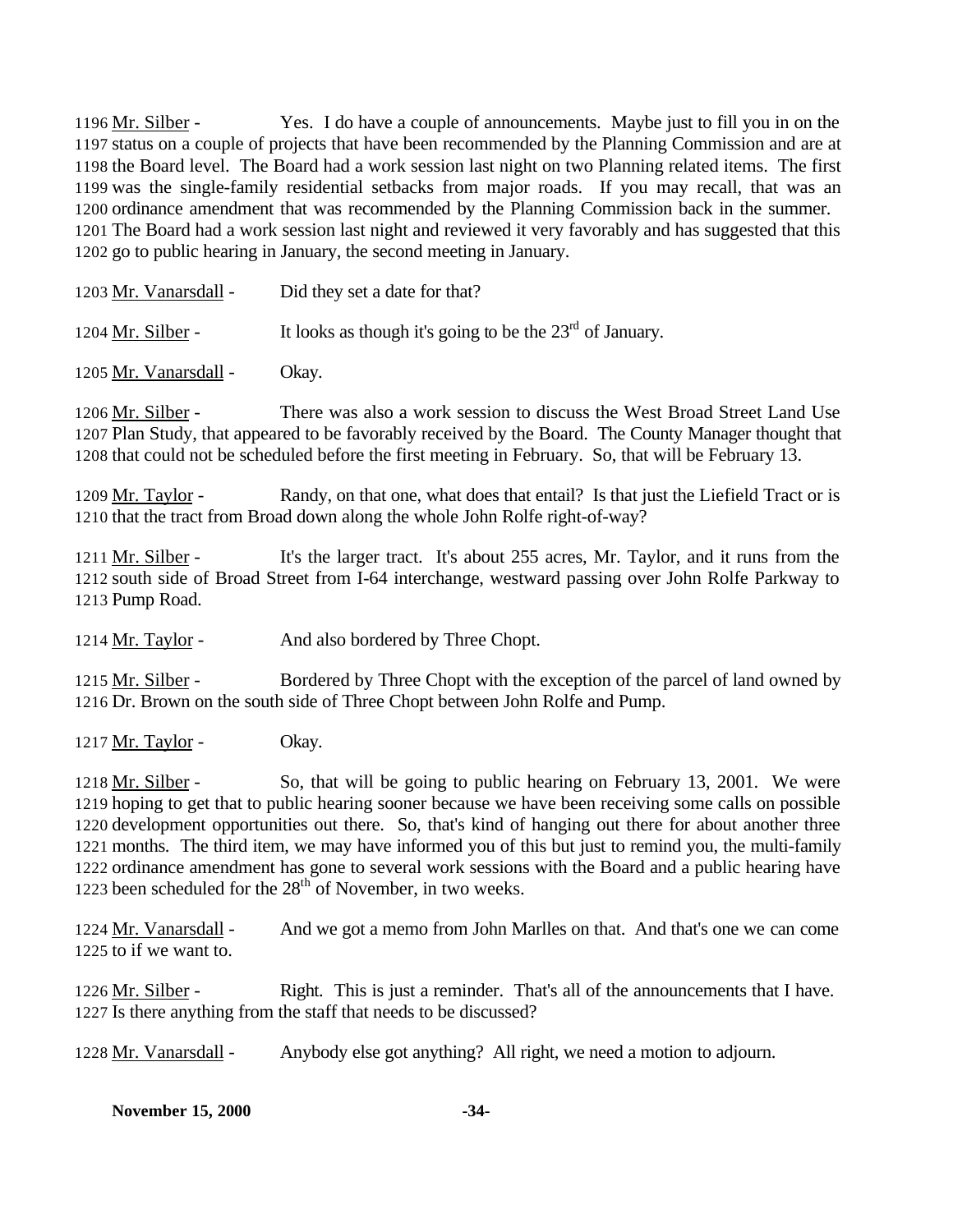1196 Mr. Silber - Yes. I do have a couple of announcements. Maybe just to fill you in on the
1197 status on a couple of projects that have been recommended by the Planning Commission and are at
1198 the Board level. The Board had a work session last night on two Planning related items. The first
1199 was the single-family residential setbacks from major roads. If you may recall, that was an
1200 ordinance amendment that was recommended by the Planning Commission back in the summer.
1201 The Board had a work session last night and reviewed it very favorably and has suggested that this
1202 go to public hearing in January, the second meeting in January.

1203 Mr. Vanarsdall - Did they set a date for that?

1204 Mr. Silber - It looks as though it's going to be the 23rd of January.

1205 Mr. Vanarsdall - Okay.

1206 Mr. Silber - There was also a work session to discuss the West Broad Street Land Use
1207 Plan Study, that appeared to be favorably received by the Board. The County Manager thought that
1208 that could not be scheduled before the first meeting in February. So, that will be February 13.

1209 Mr. Taylor - Randy, on that one, what does that entail? Is that just the Liefield Tract or is
1210 that the tract from Broad down along the whole John Rolfe right-of-way?

1211 Mr. Silber - It's the larger tract. It's about 255 acres, Mr. Taylor, and it runs from the
1212 south side of Broad Street from I-64 interchange, westward passing over John Rolfe Parkway to
1213 Pump Road.

1214 Mr. Taylor - And also bordered by Three Chopt.

1215 Mr. Silber - Bordered by Three Chopt with the exception of the parcel of land owned by
1216 Dr. Brown on the south side of Three Chopt between John Rolfe and Pump.

1217 Mr. Taylor - Okay.

1218 Mr. Silber - So, that will be going to public hearing on February 13, 2001. We were
1219 hoping to get that to public hearing sooner because we have been receiving some calls on possible
1220 development opportunities out there. So, that's kind of hanging out there for about another three
1221 months. The third item, we may have informed you of this but just to remind you, the multi-family
1222 ordinance amendment has gone to several work sessions with the Board and a public hearing have
1223 been scheduled for the 28th of November, in two weeks.

1224 Mr. Vanarsdall - And we got a memo from John Marlles on that. And that's one we can come
1225 to if we want to.

1226 Mr. Silber - Right. This is just a reminder. That's all of the announcements that I have.
1227 Is there anything from the staff that needs to be discussed?

1228 Mr. Vanarsdall - Anybody else got anything? All right, we need a motion to adjourn.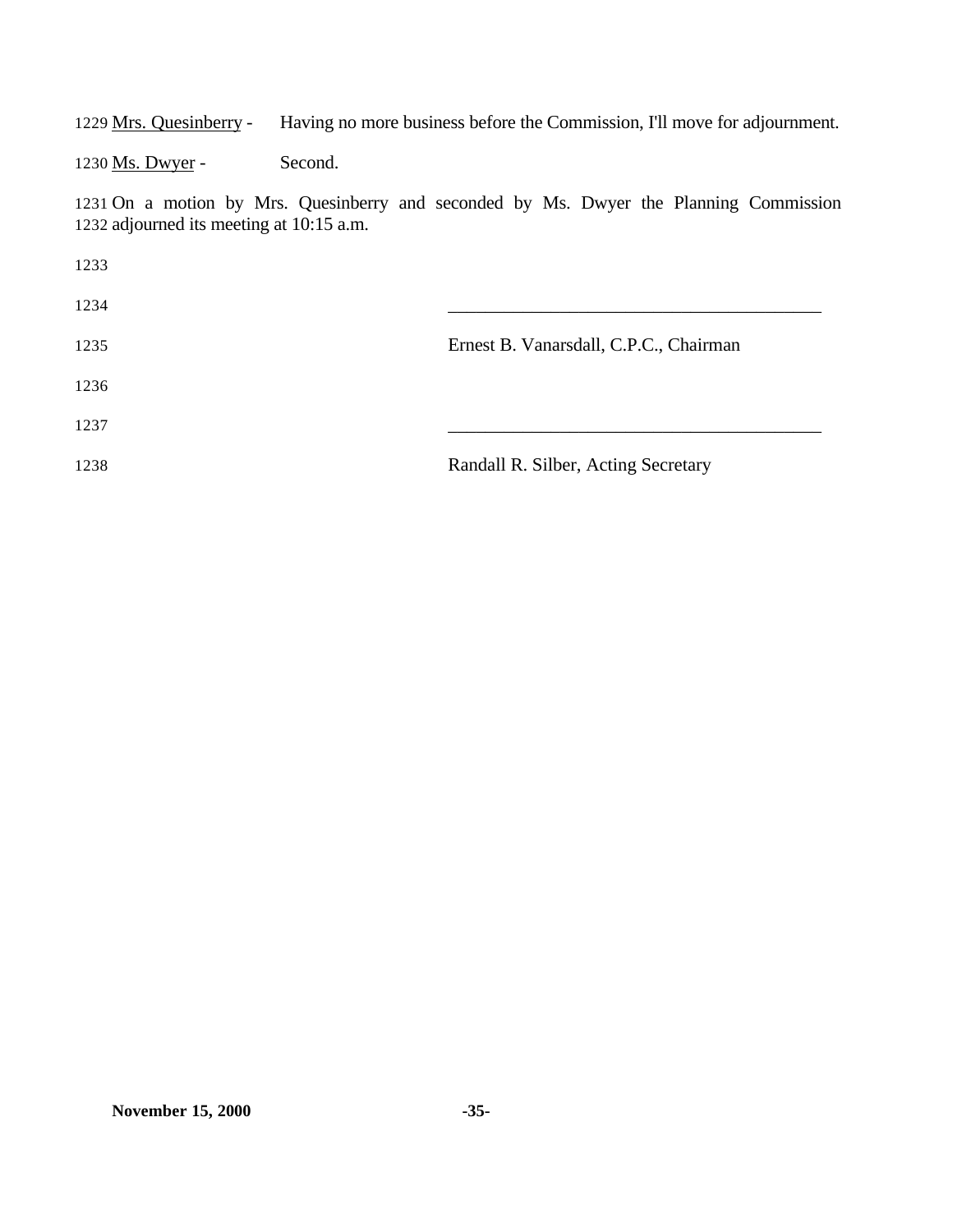1229 Mrs. Quesinberry - Having no more business before the Commission, I'll move for adjournment.

1230 Ms. Dwyer - Second.

1231 On a motion by Mrs. Quesinberry and seconded by Ms. Dwyer the Planning Commission
1232 adjourned its meeting at 10:15 a.m.

1233

1234 ___________________________________________

1235 Ernest B. Vanarsdall, C.P.C., Chairman

1236

1237 ___________________________________________

1238 Randall R. Silber, Acting Secretary